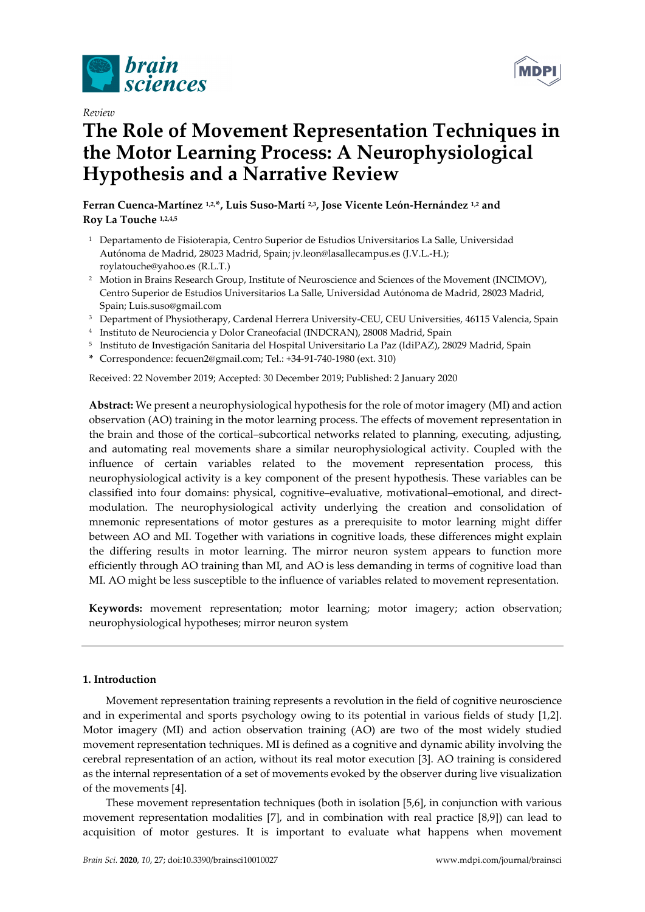*Review*

# The Role of Movement Representation Techniques in the Motor Learning Process: A Neurophysiological Hypothesis and a Narrative Review

**Ferran Cuenca-Martínez [1,2,*], Luis Suso-Martí [2,3], Jose Vicente León-Hernández [1,2] and Roy La Touche [1,2,4,5]**

[1] Departamento de Fisioterapia, Centro Superior de Estudios Universitarios La Salle, Universidad Autónoma de Madrid, 28023 Madrid, Spain; jv.leon@lasallecampus.es (J.V.L.-H.); roylatouche@yahoo.es (R.L.T.)

[2] Motion in Brains Research Group, Institute of Neuroscience and Sciences of the Movement (INCIMOV), Centro Superior de Estudios Universitarios La Salle, Universidad Autónoma de Madrid, 28023 Madrid, Spain; Luis.suso@gmail.com

[3] Department of Physiotherapy, Cardenal Herrera University-CEU, CEU Universities, 46115 Valencia, Spain

[4] Instituto de Neurociencia y Dolor Craneofacial (INDCRAN), 28008 Madrid, Spain

[5] Instituto de Investigación Sanitaria del Hospital Universitario La Paz (IdiPAZ), 28029 Madrid, Spain

\* Correspondence: fecuen2@gmail.com; Tel.: +34-91-740-1980 (ext. 310)

Received: 22 November 2019; Accepted: 30 December 2019; Published: 2 January 2020

**Abstract:** We present a neurophysiological hypothesis for the role of motor imagery (MI) and action observation (AO) training in the motor learning process. The effects of movement representation in the brain and those of the cortical–subcortical networks related to planning, executing, adjusting, and automating real movements share a similar neurophysiological activity. Coupled with the influence of certain variables related to the movement representation process, this neurophysiological activity is a key component of the present hypothesis. These variables can be classified into four domains: physical, cognitive–evaluative, motivational–emotional, and direct-modulation. The neurophysiological activity underlying the creation and consolidation of mnemonic representations of motor gestures as a prerequisite to motor learning might differ between AO and MI. Together with variations in cognitive loads, these differences might explain the differing results in motor learning. The mirror neuron system appears to function more efficiently through AO training than MI, and AO is less demanding in terms of cognitive load than MI. AO might be less susceptible to the influence of variables related to movement representation.

**Keywords:** movement representation; motor learning; motor imagery; action observation; neurophysiological hypotheses; mirror neuron system

## 1. Introduction

Movement representation training represents a revolution in the field of cognitive neuroscience and in experimental and sports psychology owing to its potential in various fields of study [1,2]. Motor imagery (MI) and action observation training (AO) are two of the most widely studied movement representation techniques. MI is defined as a cognitive and dynamic ability involving the cerebral representation of an action, without its real motor execution [3]. AO training is considered as the internal representation of a set of movements evoked by the observer during live visualization of the movements [4].

These movement representation techniques (both in isolation [5,6], in conjunction with various movement representation modalities [7], and in combination with real practice [8,9]) can lead to acquisition of motor gestures. It is important to evaluate what happens when movement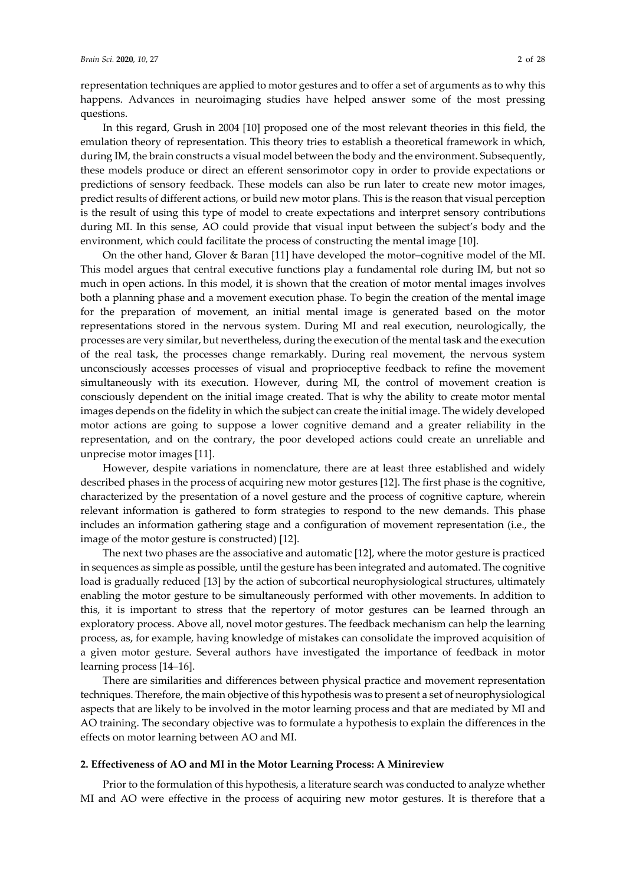representation techniques are applied to motor gestures and to offer a set of arguments as to why this happens. Advances in neuroimaging studies have helped answer some of the most pressing questions.

In this regard, Grush in 2004 [10] proposed one of the most relevant theories in this field, the emulation theory of representation. This theory tries to establish a theoretical framework in which, during IM, the brain constructs a visual model between the body and the environment. Subsequently, these models produce or direct an efferent sensorimotor copy in order to provide expectations or predictions of sensory feedback. These models can also be run later to create new motor images, predict results of different actions, or build new motor plans. This is the reason that visual perception is the result of using this type of model to create expectations and interpret sensory contributions during MI. In this sense, AO could provide that visual input between the subject's body and the environment, which could facilitate the process of constructing the mental image [10].

On the other hand, Glover & Baran [11] have developed the motor–cognitive model of the MI. This model argues that central executive functions play a fundamental role during IM, but not so much in open actions. In this model, it is shown that the creation of motor mental images involves both a planning phase and a movement execution phase. To begin the creation of the mental image for the preparation of movement, an initial mental image is generated based on the motor representations stored in the nervous system. During MI and real execution, neurologically, the processes are very similar, but nevertheless, during the execution of the mental task and the execution of the real task, the processes change remarkably. During real movement, the nervous system unconsciously accesses processes of visual and proprioceptive feedback to refine the movement simultaneously with its execution. However, during MI, the control of movement creation is consciously dependent on the initial image created. That is why the ability to create motor mental images depends on the fidelity in which the subject can create the initial image. The widely developed motor actions are going to suppose a lower cognitive demand and a greater reliability in the representation, and on the contrary, the poor developed actions could create an unreliable and unprecise motor images [11].

However, despite variations in nomenclature, there are at least three established and widely described phases in the process of acquiring new motor gestures [12]. The first phase is the cognitive, characterized by the presentation of a novel gesture and the process of cognitive capture, wherein relevant information is gathered to form strategies to respond to the new demands. This phase includes an information gathering stage and a configuration of movement representation (i.e., the image of the motor gesture is constructed) [12].

The next two phases are the associative and automatic [12], where the motor gesture is practiced in sequences as simple as possible, until the gesture has been integrated and automated. The cognitive load is gradually reduced [13] by the action of subcortical neurophysiological structures, ultimately enabling the motor gesture to be simultaneously performed with other movements. In addition to this, it is important to stress that the repertory of motor gestures can be learned through an exploratory process. Above all, novel motor gestures. The feedback mechanism can help the learning process, as, for example, having knowledge of mistakes can consolidate the improved acquisition of a given motor gesture. Several authors have investigated the importance of feedback in motor learning process [14–16].

There are similarities and differences between physical practice and movement representation techniques. Therefore, the main objective of this hypothesis was to present a set of neurophysiological aspects that are likely to be involved in the motor learning process and that are mediated by MI and AO training. The secondary objective was to formulate a hypothesis to explain the differences in the effects on motor learning between AO and MI.

## 2. Effectiveness of AO and MI in the Motor Learning Process: A Minireview

Prior to the formulation of this hypothesis, a literature search was conducted to analyze whether MI and AO were effective in the process of acquiring new motor gestures. It is therefore that a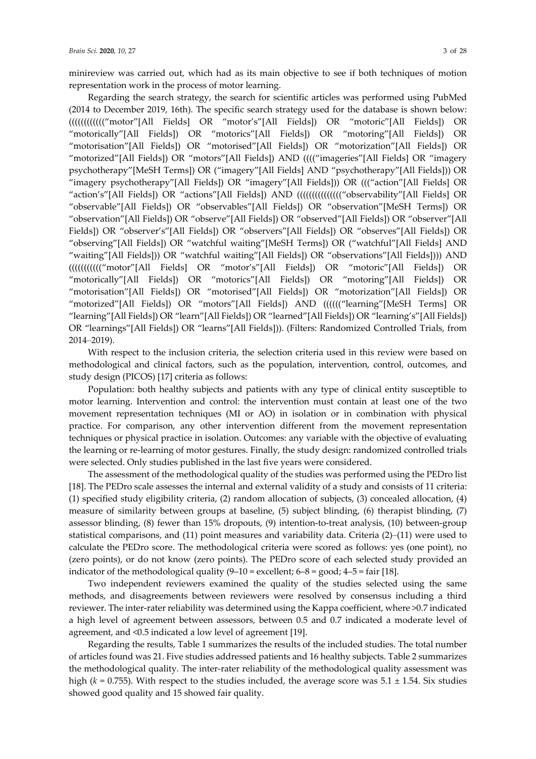minireview was carried out, which had as its main objective to see if both techniques of motion representation work in the process of motor learning.

Regarding the search strategy, the search for scientific articles was performed using PubMed (2014 to December 2019, 16th). The specific search strategy used for the database is shown below: (((((((((((“motor”[All Fields] OR “motor’s”[All Fields]) OR “motoric”[All Fields]) OR “motorically”[All Fields]) OR “motorics”[All Fields]) OR “motoring”[All Fields]) OR “motorisation”[All Fields]) OR “motorised”[All Fields]) OR “motorization”[All Fields]) OR “motorized”[All Fields]) OR “motors”[All Fields]) AND ((((“imageries”[All Fields] OR “imagery psychotherapy”[MeSH Terms]) OR (“imagery”[All Fields] AND “psychotherapy”[All Fields])) OR “imagery psychotherapy”[All Fields]) OR “imagery”[All Fields])) OR (((“action”[All Fields] OR “action’s”[All Fields]) OR “actions”[All Fields]) AND ((((((((((((((“observability”[All Fields] OR “observable”[All Fields]) OR “observables”[All Fields]) OR “observation”[MeSH Terms]) OR “observation”[All Fields]) OR “observe”[All Fields]) OR “observed”[All Fields]) OR “observer”[All Fields]) OR “observer’s”[All Fields]) OR “observers”[All Fields]) OR “observes”[All Fields]) OR “observing”[All Fields]) OR “watchful waiting”[MeSH Terms]) OR (“watchful”[All Fields] AND “waiting”[All Fields])) OR “watchful waiting”[All Fields]) OR “observations”[All Fields]))) AND ((((((((((“motor”[All Fields] OR “motor’s”[All Fields]) OR “motoric”[All Fields]) OR “motorically”[All Fields]) OR “motorics”[All Fields]) OR “motoring”[All Fields]) OR “motorisation”[All Fields]) OR “motorised”[All Fields]) OR “motorization”[All Fields]) OR “motorized”[All Fields]) OR “motors”[All Fields]) AND ((((((“learning”[MeSH Terms] OR “learning”[All Fields]) OR “learn”[All Fields]) OR “learned”[All Fields]) OR “learning’s”[All Fields]) OR “learnings”[All Fields]) OR “learns”[All Fields])). (Filters: Randomized Controlled Trials, from 2014–2019).

With respect to the inclusion criteria, the selection criteria used in this review were based on methodological and clinical factors, such as the population, intervention, control, outcomes, and study design (PICOS) [17] criteria as follows:

Population: both healthy subjects and patients with any type of clinical entity susceptible to motor learning. Intervention and control: the intervention must contain at least one of the two movement representation techniques (MI or AO) in isolation or in combination with physical practice. For comparison, any other intervention different from the movement representation techniques or physical practice in isolation. Outcomes: any variable with the objective of evaluating the learning or re-learning of motor gestures. Finally, the study design: randomized controlled trials were selected. Only studies published in the last five years were considered.

The assessment of the methodological quality of the studies was performed using the PEDro list [18]. The PEDro scale assesses the internal and external validity of a study and consists of 11 criteria: (1) specified study eligibility criteria, (2) random allocation of subjects, (3) concealed allocation, (4) measure of similarity between groups at baseline, (5) subject blinding, (6) therapist blinding, (7) assessor blinding, (8) fewer than 15% dropouts, (9) intention-to-treat analysis, (10) between-group statistical comparisons, and (11) point measures and variability data. Criteria (2)–(11) were used to calculate the PEDro score. The methodological criteria were scored as follows: yes (one point), no (zero points), or do not know (zero points). The PEDro score of each selected study provided an indicator of the methodological quality (9–10 = excellent; 6–8 = good; 4–5 = fair [18].

Two independent reviewers examined the quality of the studies selected using the same methods, and disagreements between reviewers were resolved by consensus including a third reviewer. The inter-rater reliability was determined using the Kappa coefficient, where >0.7 indicated a high level of agreement between assessors, between 0.5 and 0.7 indicated a moderate level of agreement, and <0.5 indicated a low level of agreement [19].

Regarding the results, Table 1 summarizes the results of the included studies. The total number of articles found was 21. Five studies addressed patients and 16 healthy subjects. Table 2 summarizes the methodological quality. The inter-rater reliability of the methodological quality assessment was high ($k$ = 0.755). With respect to the studies included, the average score was 5.1 ± 1.54. Six studies showed good quality and 15 showed fair quality.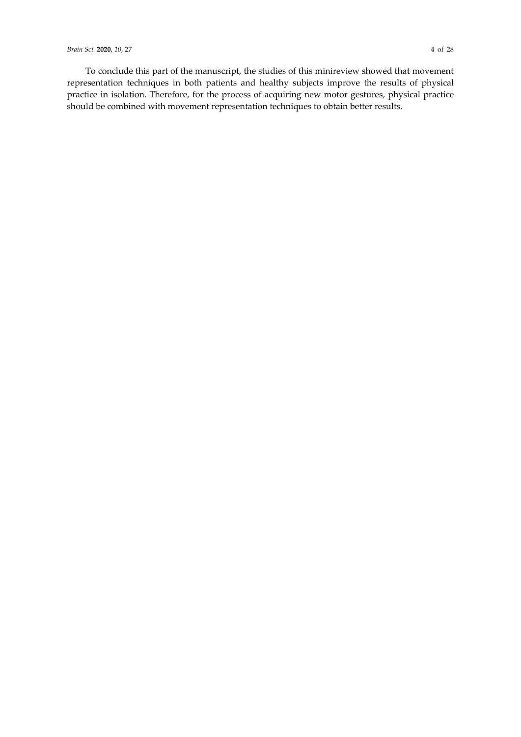To conclude this part of the manuscript, the studies of this minireview showed that movement representation techniques in both patients and healthy subjects improve the results of physical practice in isolation. Therefore, for the process of acquiring new motor gestures, physical practice should be combined with movement representation techniques to obtain better results.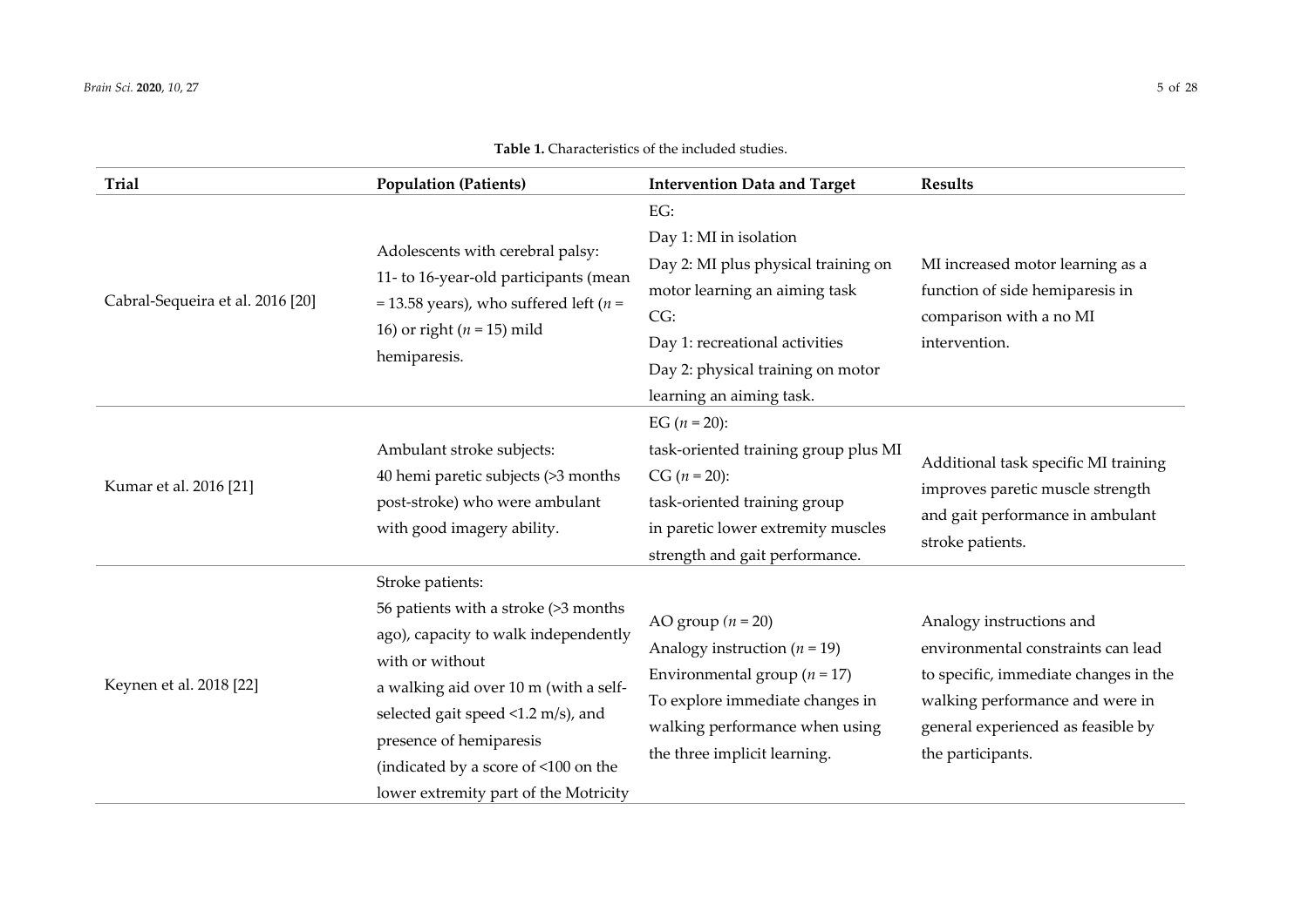**Table 1.** Characteristics of the included studies.

| Trial | Population (Patients) | Intervention Data and Target | Results |
| --- | --- | --- | --- |
| Cabral-Sequeira et al. 2016 [20] | Adolescents with cerebral palsy: 11- to 16-year-old participants (mean = 13.58 years), who suffered left ($n$ = 16) or right ($n$ = 15) mild hemiparesis. | EG: Day 1: MI in isolation Day 2: MI plus physical training on motor learning an aiming task CG: Day 1: recreational activities Day 2: physical training on motor learning an aiming task. | MI increased motor learning as a function of side hemiparesis in comparison with a no MI intervention. |
| Kumar et al. 2016 [21] | Ambulant stroke subjects: 40 hemi paretic subjects (>3 months post-stroke) who were ambulant with good imagery ability. | EG ($n$ = 20): task-oriented training group plus MI CG ($n$ = 20): task-oriented training group in paretic lower extremity muscles strength and gait performance. | Additional task specific MI training improves paretic muscle strength and gait performance in ambulant stroke patients. |
| Keynen et al. 2018 [22] | Stroke patients: 56 patients with a stroke (>3 months ago), capacity to walk independently with or without a walking aid over 10 m (with a self-selected gait speed <1.2 m/s), and presence of hemiparesis (indicated by a score of <100 on the lower extremity part of the Motricity | AO group ($n$ = 20) Analogy instruction ($n$ = 19) Environmental group ($n$ = 17) To explore immediate changes in walking performance when using the three implicit learning. | Analogy instructions and environmental constraints can lead to specific, immediate changes in the walking performance and were in general experienced as feasible by the participants. |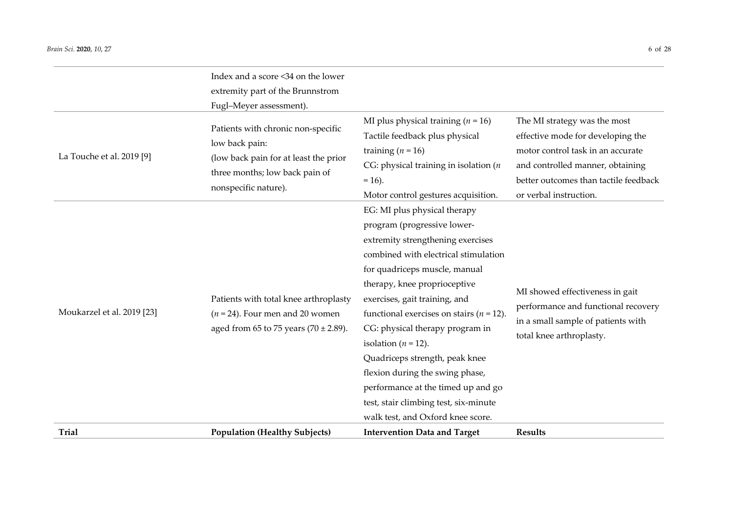| | | | |
|---|---|---|---|
| | Index and a score <34 on the lower extremity part of the Brunnstrom Fugl–Meyer assessment). | | |
| La Touche et al. 2019 [9] | Patients with chronic non-specific low back pain: (low back pain for at least the prior three months; low back pain of nonspecific nature). | MI plus physical training ($n = 16$) Tactile feedback plus physical training ($n = 16$) CG: physical training in isolation ($n = 16$). Motor control gestures acquisition. | The MI strategy was the most effective mode for developing the motor control task in an accurate and controlled manner, obtaining better outcomes than tactile feedback or verbal instruction. |
| Moukarzel et al. 2019 [23] | Patients with total knee arthroplasty ($n = 24$). Four men and 20 women aged from 65 to 75 years (70 ± 2.89). | EG: MI plus physical therapy program (progressive lower-extremity strengthening exercises combined with electrical stimulation for quadriceps muscle, manual therapy, knee proprioceptive exercises, gait training, and functional exercises on stairs ($n = 12$). CG: physical therapy program in isolation ($n = 12$). Quadriceps strength, peak knee flexion during the swing phase, performance at the timed up and go test, stair climbing test, six-minute walk test, and Oxford knee score. | MI showed effectiveness in gait performance and functional recovery in a small sample of patients with total knee arthroplasty. |
| **Trial** | **Population (Healthy Subjects)** | **Intervention Data and Target** | **Results** |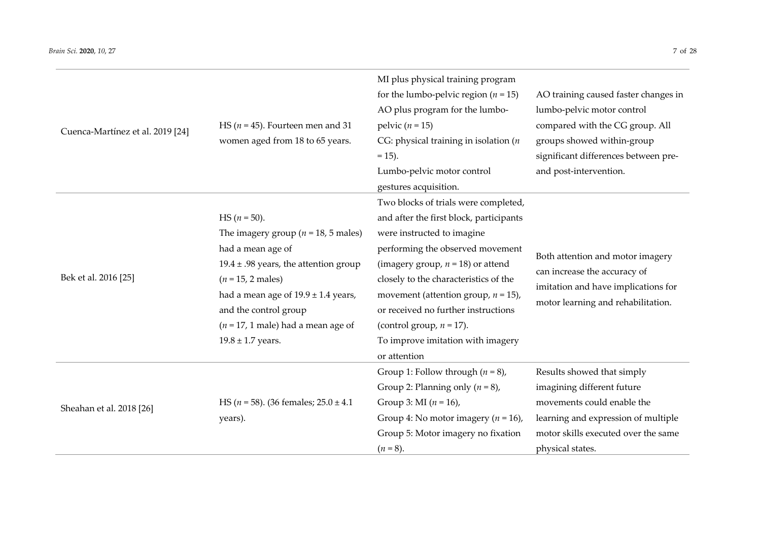| | | | |
|---|---|---|---|
| Cuenca-Martínez et al. 2019 [24] | HS ($n$ = 45). Fourteen men and 31 women aged from 18 to 65 years. | MI plus physical training program for the lumbo-pelvic region ($n$ = 15)<br>AO plus program for the lumbo-pelvic ($n$ = 15)<br>CG: physical training in isolation ($n$ = 15).<br>Lumbo-pelvic motor control gestures acquisition. | AO training caused faster changes in lumbo-pelvic motor control compared with the CG group. All groups showed within-group significant differences between pre- and post-intervention. |
| Bek et al. 2016 [25] | HS ($n$ = 50).<br>The imagery group ($n$ = 18, 5 males) had a mean age of 19.4 ± .98 years, the attention group ($n$ = 15, 2 males) had a mean age of 19.9 ± 1.4 years, and the control group ($n$ = 17, 1 male) had a mean age of 19.8 ± 1.7 years. | Two blocks of trials were completed, and after the first block, participants were instructed to imagine performing the observed movement (imagery group, $n$ = 18) or attend closely to the characteristics of the movement (attention group, $n$ = 15), or received no further instructions (control group, $n$ = 17).<br>To improve imitation with imagery or attention | Both attention and motor imagery can increase the accuracy of imitation and have implications for motor learning and rehabilitation. |
| Sheahan et al. 2018 [26] | HS ($n$ = 58). (36 females; 25.0 ± 4.1 years). | Group 1: Follow through ($n$ = 8),<br>Group 2: Planning only ($n$ = 8),<br>Group 3: MI ($n$ = 16),<br>Group 4: No motor imagery ($n$ = 16),<br>Group 5: Motor imagery no fixation ($n$ = 8). | Results showed that simply imagining different future movements could enable the learning and expression of multiple motor skills executed over the same physical states. |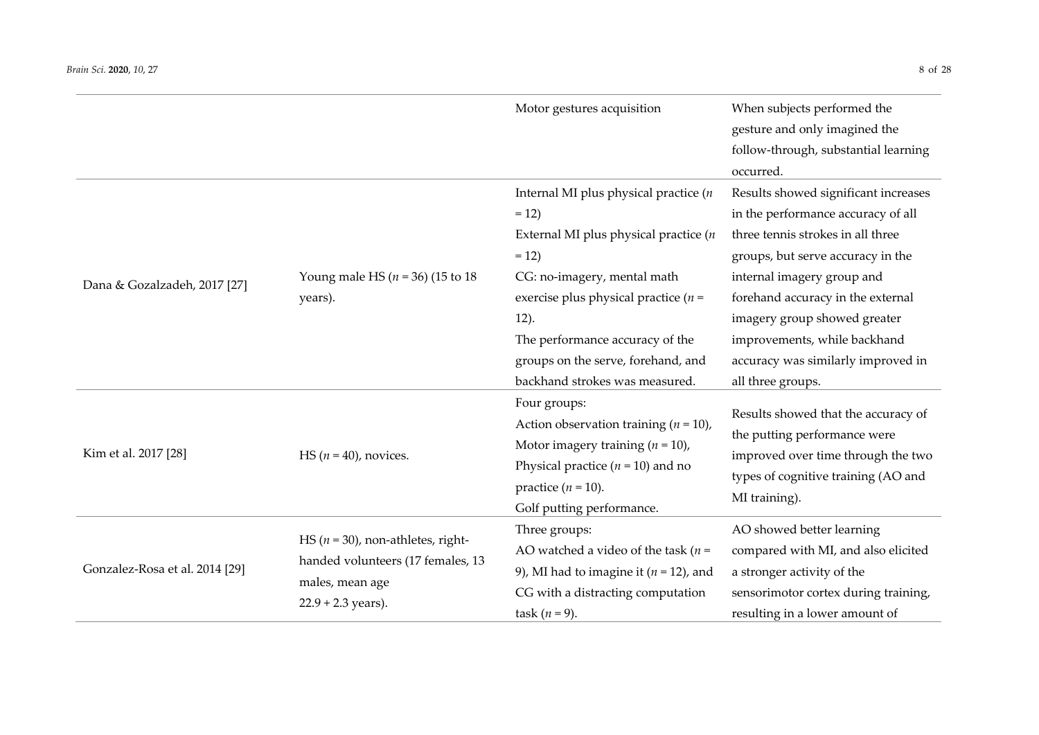| | | | |
|---|---|---|---|
| | | Motor gestures acquisition | When subjects performed the gesture and only imagined the follow-through, substantial learning occurred. |
| Dana & Gozalzadeh, 2017 [27] | Young male HS ($n$ = 36) (15 to 18 years). | Internal MI plus physical practice ($n$ = 12)<br>External MI plus physical practice ($n$ = 12)<br>CG: no-imagery, mental math exercise plus physical practice ($n$ = 12).<br>The performance accuracy of the groups on the serve, forehand, and backhand strokes was measured. | Results showed significant increases in the performance accuracy of all three tennis strokes in all three groups, but serve accuracy in the internal imagery group and forehand accuracy in the external imagery group showed greater improvements, while backhand accuracy was similarly improved in all three groups. |
| Kim et al. 2017 [28] | HS ($n$ = 40), novices. | Four groups:<br>Action observation training ($n$ = 10),<br>Motor imagery training ($n$ = 10),<br>Physical practice ($n$ = 10) and no practice ($n$ = 10).<br>Golf putting performance. | Results showed that the accuracy of the putting performance were improved over time through the two types of cognitive training (AO and MI training). |
| Gonzalez-Rosa et al. 2014 [29] | HS ($n$ = 30), non-athletes, right-handed volunteers (17 females, 13 males, mean age 22.9 + 2.3 years). | Three groups:<br>AO watched a video of the task ($n$ = 9), MI had to imagine it ($n$ = 12), and CG with a distracting computation task ($n$ = 9). | AO showed better learning compared with MI, and also elicited a stronger activity of the sensorimotor cortex during training, resulting in a lower amount of |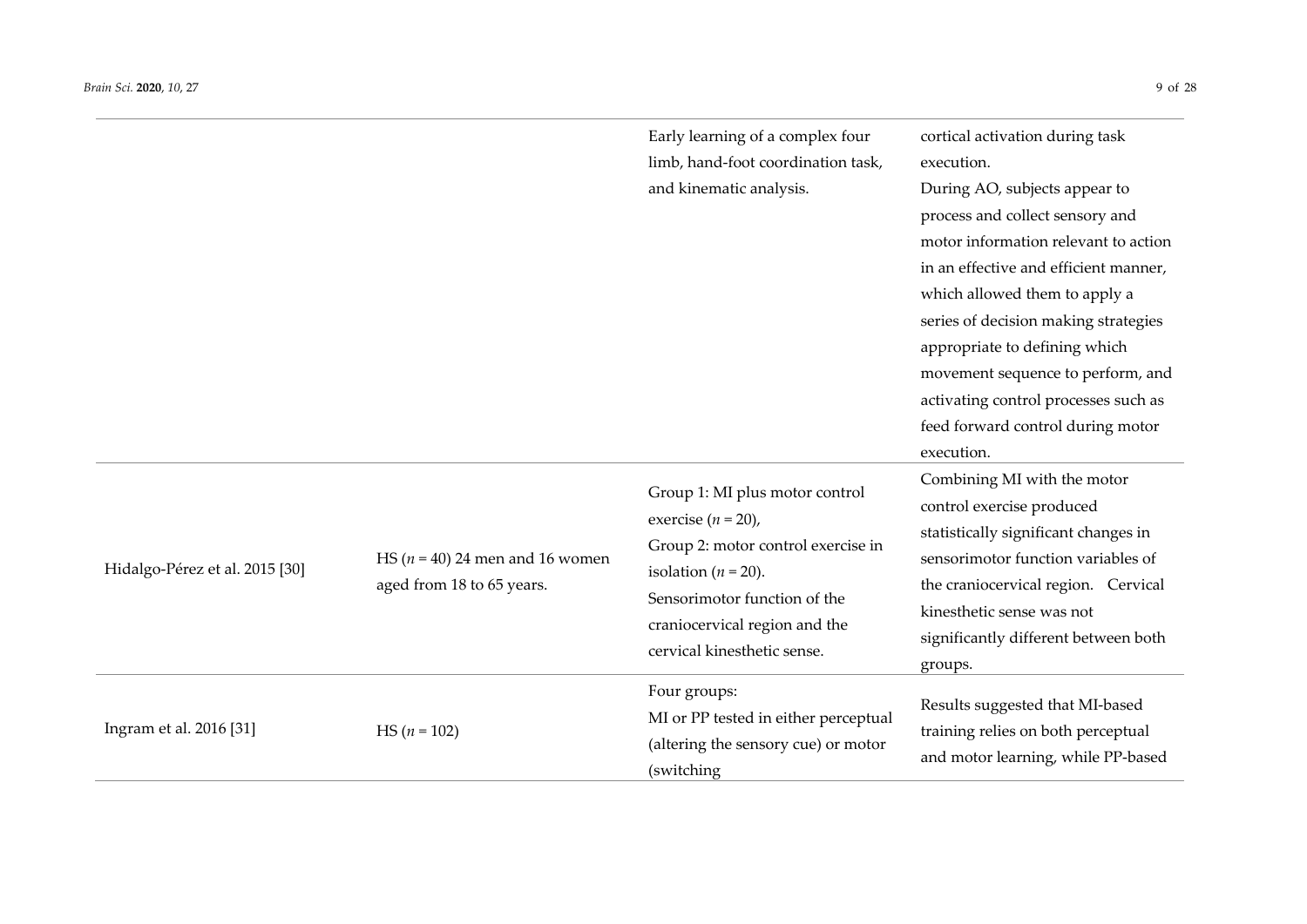| | | | |
|---|---|---|---|
| | | Early learning of a complex four limb, hand-foot coordination task, and kinematic analysis. | cortical activation during task execution. During AO, subjects appear to process and collect sensory and motor information relevant to action in an effective and efficient manner, which allowed them to apply a series of decision making strategies appropriate to defining which movement sequence to perform, and activating control processes such as feed forward control during motor execution. |
| Hidalgo-Pérez et al. 2015 [30] | HS ($n$ = 40) 24 men and 16 women aged from 18 to 65 years. | Group 1: MI plus motor control exercise ($n$ = 20), Group 2: motor control exercise in isolation ($n$ = 20). Sensorimotor function of the craniocervical region and the cervical kinesthetic sense. | Combining MI with the motor control exercise produced statistically significant changes in sensorimotor function variables of the craniocervical region. Cervical kinesthetic sense was not significantly different between both groups. |
| Ingram et al. 2016 [31] | HS ($n$ = 102) | Four groups: MI or PP tested in either perceptual (altering the sensory cue) or motor (switching | Results suggested that MI-based training relies on both perceptual and motor learning, while PP-based |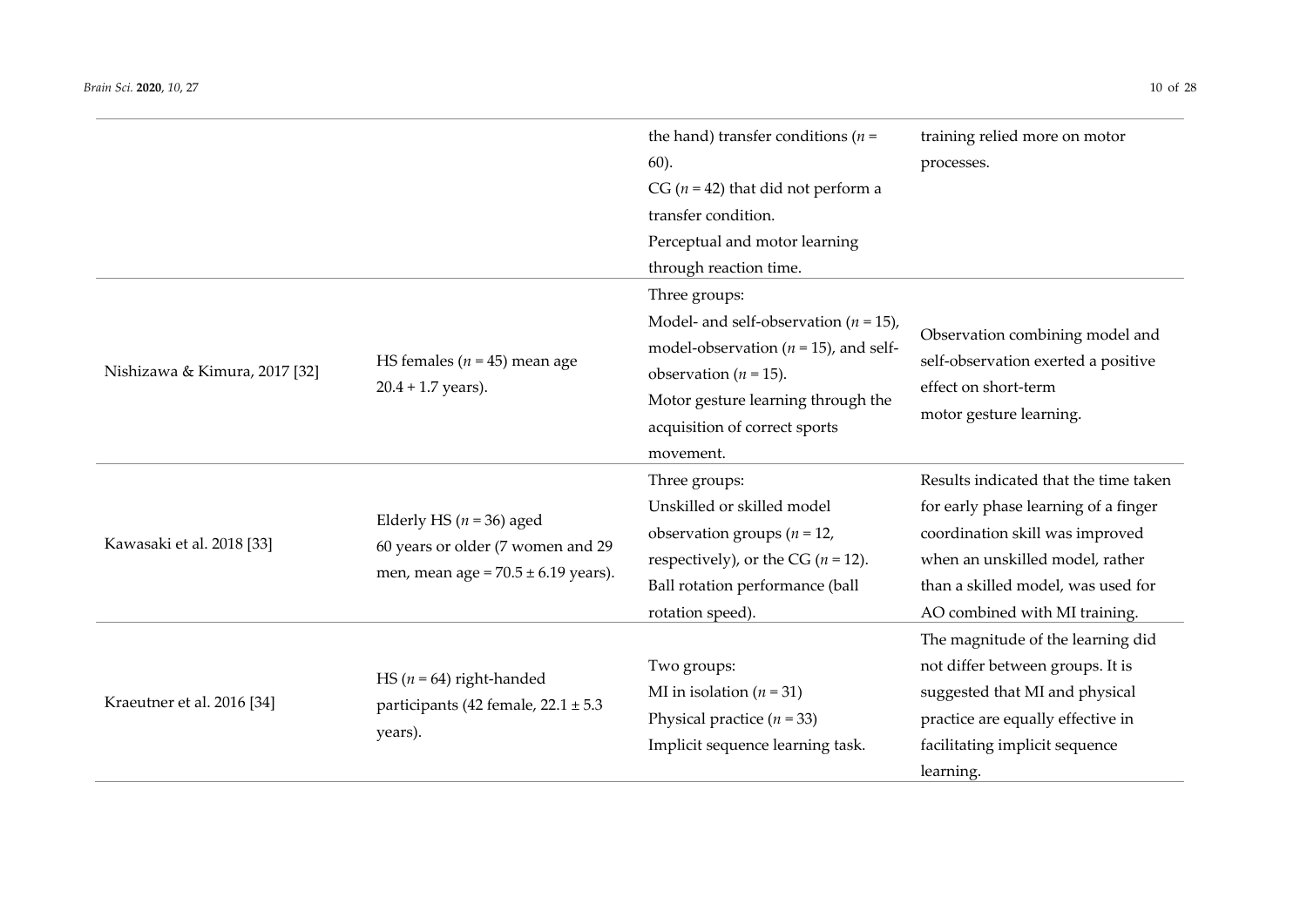| | | | |
|---|---|---|---|
| | | the hand) transfer conditions (*n* = 60).<br>CG (*n* = 42) that did not perform a transfer condition.<br>Perceptual and motor learning through reaction time. | training relied more on motor processes. |
| Nishizawa & Kimura, 2017 [32] | HS females (*n* = 45) mean age 20.4 + 1.7 years). | Three groups:<br>Model- and self-observation (*n* = 15), model-observation (*n* = 15), and self-observation (*n* = 15).<br>Motor gesture learning through the acquisition of correct sports movement. | Observation combining model and self-observation exerted a positive effect on short-term motor gesture learning. |
| Kawasaki et al. 2018 [33] | Elderly HS (*n* = 36) aged 60 years or older (7 women and 29 men, mean age = 70.5 ± 6.19 years). | Three groups:<br>Unskilled or skilled model observation groups (*n* = 12, respectively), or the CG (*n* = 12).<br>Ball rotation performance (ball rotation speed). | Results indicated that the time taken for early phase learning of a finger coordination skill was improved when an unskilled model, rather than a skilled model, was used for AO combined with MI training. |
| Kraeutner et al. 2016 [34] | HS (*n* = 64) right-handed participants (42 female, 22.1 ± 5.3 years). | Two groups:<br>MI in isolation (*n* = 31)<br>Physical practice (*n* = 33)<br>Implicit sequence learning task. | The magnitude of the learning did not differ between groups. It is suggested that MI and physical practice are equally effective in facilitating implicit sequence learning. |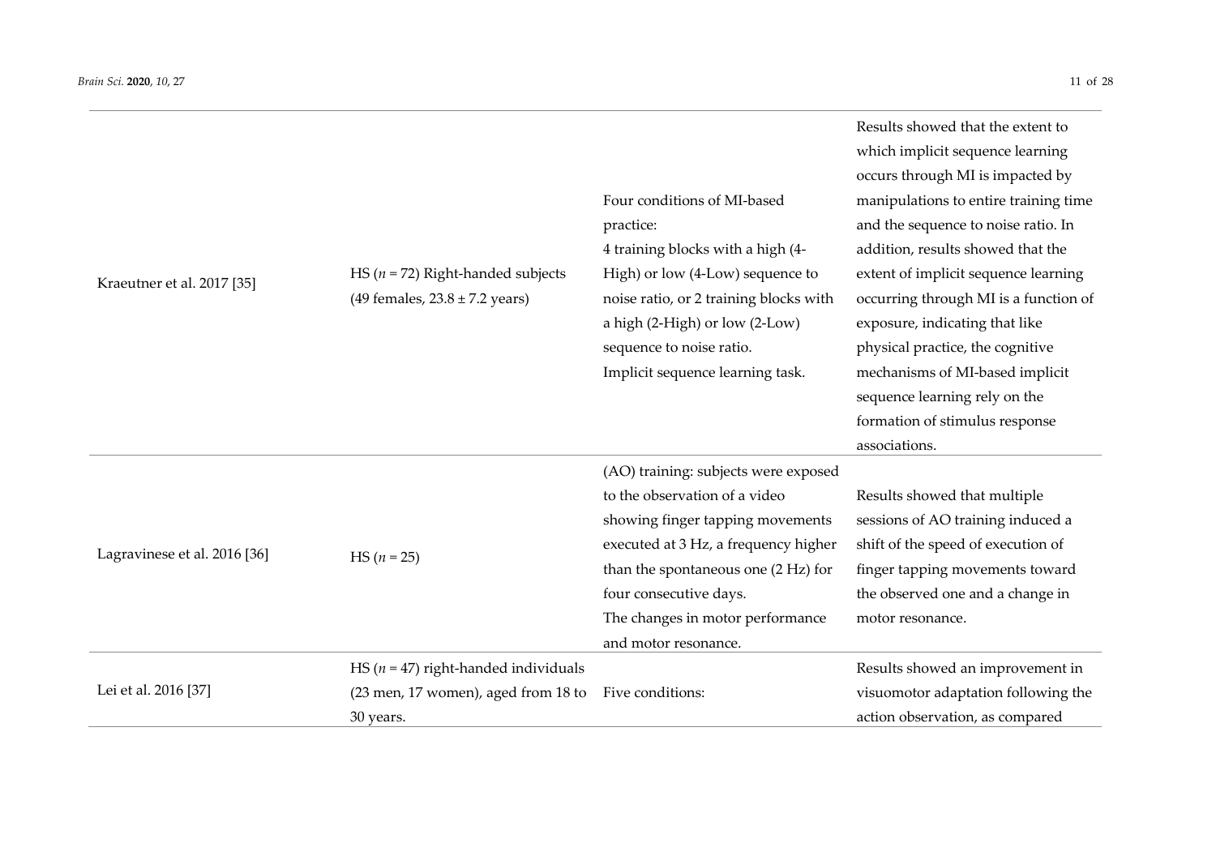| | | | |
|---|---|---|---|
| Kraeutner et al. 2017 [35] | HS ($n$ = 72) Right-handed subjects (49 females, 23.8 ± 7.2 years) | Four conditions of MI-based practice: 4 training blocks with a high (4-High) or low (4-Low) sequence to noise ratio, or 2 training blocks with a high (2-High) or low (2-Low) sequence to noise ratio. Implicit sequence learning task. | Results showed that the extent to which implicit sequence learning occurs through MI is impacted by manipulations to entire training time and the sequence to noise ratio. In addition, results showed that the extent of implicit sequence learning occurring through MI is a function of exposure, indicating that like physical practice, the cognitive mechanisms of MI-based implicit sequence learning rely on the formation of stimulus response associations. |
| Lagravinese et al. 2016 [36] | HS ($n$ = 25) | (AO) training: subjects were exposed to the observation of a video showing finger tapping movements executed at 3 Hz, a frequency higher than the spontaneous one (2 Hz) for four consecutive days. The changes in motor performance and motor resonance. | Results showed that multiple sessions of AO training induced a shift of the speed of execution of finger tapping movements toward the observed one and a change in motor resonance. |
| Lei et al. 2016 [37] | HS ($n$ = 47) right-handed individuals (23 men, 17 women), aged from 18 to 30 years. | Five conditions: | Results showed an improvement in visuomotor adaptation following the action observation, as compared |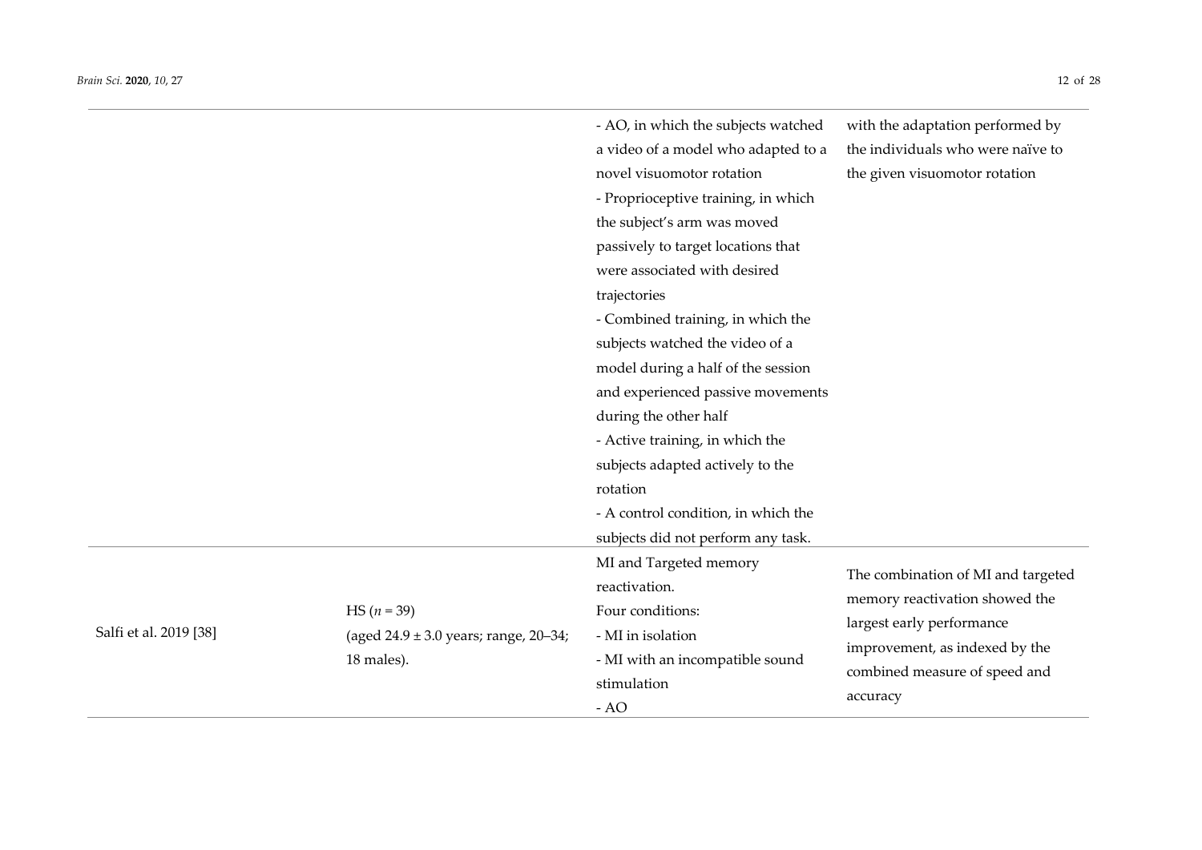| | | | |
|---|---|---|---|
| | | - AO, in which the subjects watched a video of a model who adapted to a novel visuomotor rotation<br>- Proprioceptive training, in which the subject's arm was moved passively to target locations that were associated with desired trajectories<br>- Combined training, in which the subjects watched the video of a model during a half of the session and experienced passive movements during the other half<br>- Active training, in which the subjects adapted actively to the rotation<br>- A control condition, in which the subjects did not perform any task. | with the adaptation performed by the individuals who were naïve to the given visuomotor rotation |
| Salfi et al. 2019 [38] | HS (*n* = 39)<br>(aged 24.9 ± 3.0 years; range, 20–34; 18 males). | MI and Targeted memory reactivation.<br>Four conditions:<br>- MI in isolation<br>- MI with an incompatible sound stimulation<br>- AO | The combination of MI and targeted memory reactivation showed the largest early performance improvement, as indexed by the combined measure of speed and accuracy |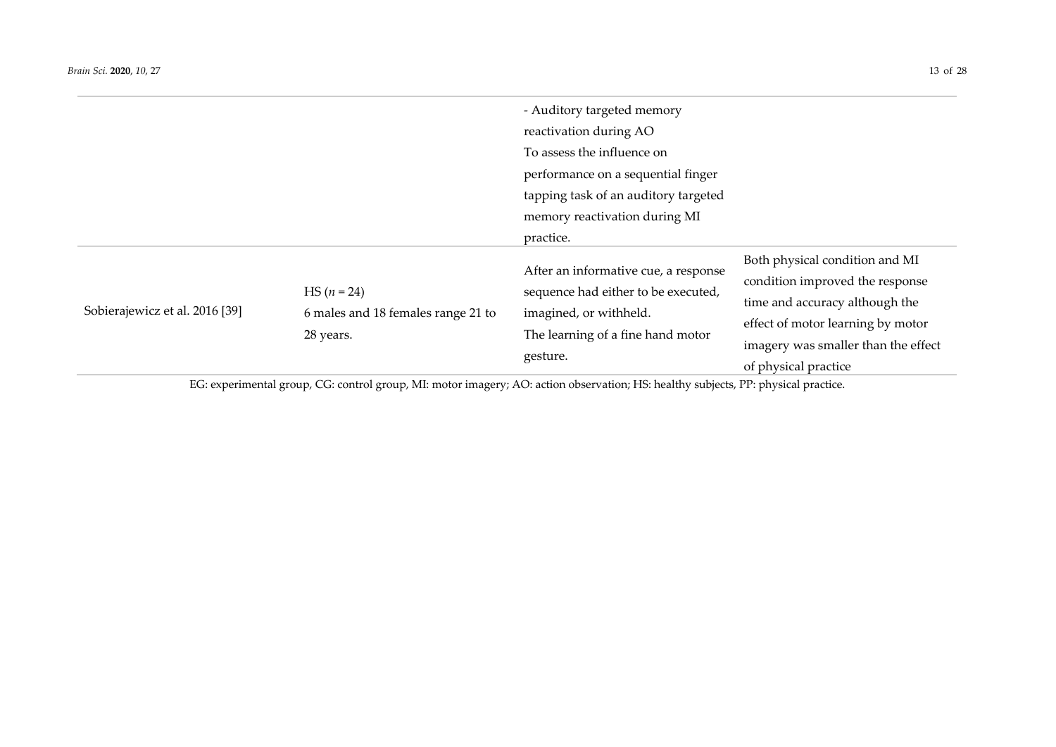| | | | |
|---|---|---|---|
| | | - Auditory targeted memory reactivation during AO<br>To assess the influence on performance on a sequential finger tapping task of an auditory targeted memory reactivation during MI practice. | |
| Sobierajewicz et al. 2016 [39] | HS ($n$ = 24)<br>6 males and 18 females range 21 to 28 years. | After an informative cue, a response sequence had either to be executed, imagined, or withheld.<br>The learning of a fine hand motor gesture. | Both physical condition and MI condition improved the response time and accuracy although the effect of motor learning by motor imagery was smaller than the effect of physical practice |

EG: experimental group, CG: control group, MI: motor imagery; AO: action observation; HS: healthy subjects, PP: physical practice.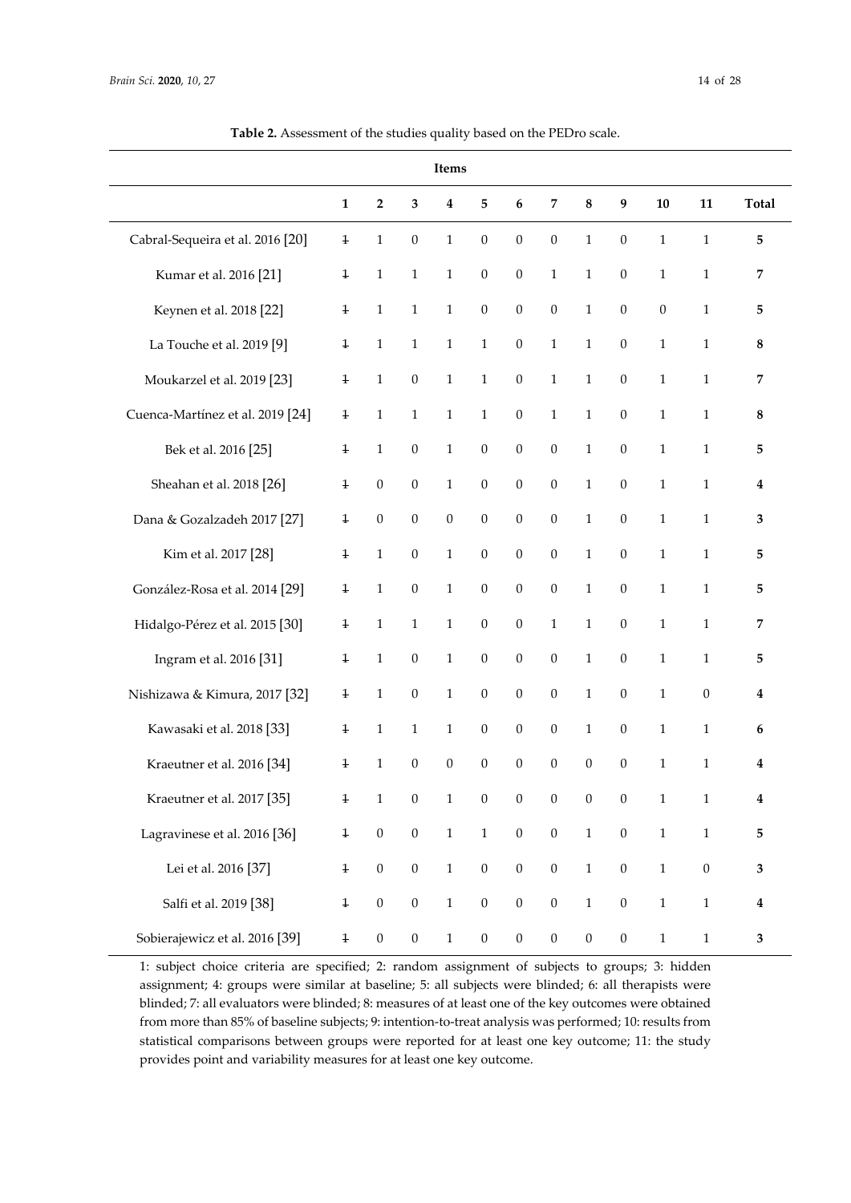**Table 2.** Assessment of the studies quality based on the PEDro scale.

| | Items | | | | | | | | | | | |
|---|---|---|---|---|---|---|---|---|---|---|---|---|
| | **1** | **2** | **3** | **4** | **5** | **6** | **7** | **8** | **9** | **10** | **11** | **Total** |
| Cabral-Sequeira et al. 2016 [20] | ~~1~~ | 1 | 0 | 1 | 0 | 0 | 0 | 1 | 0 | 1 | 1 | **5** |
| Kumar et al. 2016 [21] | ~~1~~ | 1 | 1 | 1 | 0 | 0 | 1 | 1 | 0 | 1 | 1 | **7** |
| Keynen et al. 2018 [22] | ~~1~~ | 1 | 1 | 1 | 0 | 0 | 0 | 1 | 0 | 0 | 1 | **5** |
| La Touche et al. 2019 [9] | ~~1~~ | 1 | 1 | 1 | 1 | 0 | 1 | 1 | 0 | 1 | 1 | **8** |
| Moukarzel et al. 2019 [23] | ~~1~~ | 1 | 0 | 1 | 1 | 0 | 1 | 1 | 0 | 1 | 1 | **7** |
| Cuenca-Martínez et al. 2019 [24] | ~~1~~ | 1 | 1 | 1 | 1 | 0 | 1 | 1 | 0 | 1 | 1 | **8** |
| Bek et al. 2016 [25] | ~~1~~ | 1 | 0 | 1 | 0 | 0 | 0 | 1 | 0 | 1 | 1 | **5** |
| Sheahan et al. 2018 [26] | ~~1~~ | 0 | 0 | 1 | 0 | 0 | 0 | 1 | 0 | 1 | 1 | **4** |
| Dana & Gozalzadeh 2017 [27] | ~~1~~ | 0 | 0 | 0 | 0 | 0 | 0 | 1 | 0 | 1 | 1 | **3** |
| Kim et al. 2017 [28] | ~~1~~ | 1 | 0 | 1 | 0 | 0 | 0 | 1 | 0 | 1 | 1 | **5** |
| González-Rosa et al. 2014 [29] | ~~1~~ | 1 | 0 | 1 | 0 | 0 | 0 | 1 | 0 | 1 | 1 | **5** |
| Hidalgo-Pérez et al. 2015 [30] | ~~1~~ | 1 | 1 | 1 | 0 | 0 | 1 | 1 | 0 | 1 | 1 | **7** |
| Ingram et al. 2016 [31] | ~~1~~ | 1 | 0 | 1 | 0 | 0 | 0 | 1 | 0 | 1 | 1 | **5** |
| Nishizawa & Kimura, 2017 [32] | ~~1~~ | 1 | 0 | 1 | 0 | 0 | 0 | 1 | 0 | 1 | 0 | **4** |
| Kawasaki et al. 2018 [33] | ~~1~~ | 1 | 1 | 1 | 0 | 0 | 0 | 1 | 0 | 1 | 1 | **6** |
| Kraeutner et al. 2016 [34] | ~~1~~ | 1 | 0 | 0 | 0 | 0 | 0 | 0 | 0 | 1 | 1 | **4** |
| Kraeutner et al. 2017 [35] | ~~1~~ | 1 | 0 | 1 | 0 | 0 | 0 | 0 | 0 | 1 | 1 | **4** |
| Lagravinese et al. 2016 [36] | ~~1~~ | 0 | 0 | 1 | 1 | 0 | 0 | 1 | 0 | 1 | 1 | **5** |
| Lei et al. 2016 [37] | ~~1~~ | 0 | 0 | 1 | 0 | 0 | 0 | 1 | 0 | 1 | 0 | **3** |
| Salfi et al. 2019 [38] | ~~1~~ | 0 | 0 | 1 | 0 | 0 | 0 | 1 | 0 | 1 | 1 | **4** |
| Sobierajewicz et al. 2016 [39] | ~~1~~ | 0 | 0 | 1 | 0 | 0 | 0 | 0 | 0 | 1 | 1 | **3** |

1: subject choice criteria are specified; 2: random assignment of subjects to groups; 3: hidden assignment; 4: groups were similar at baseline; 5: all subjects were blinded; 6: all therapists were blinded; 7: all evaluators were blinded; 8: measures of at least one of the key outcomes were obtained from more than 85% of baseline subjects; 9: intention-to-treat analysis was performed; 10: results from statistical comparisons between groups were reported for at least one key outcome; 11: the study provides point and variability measures for at least one key outcome.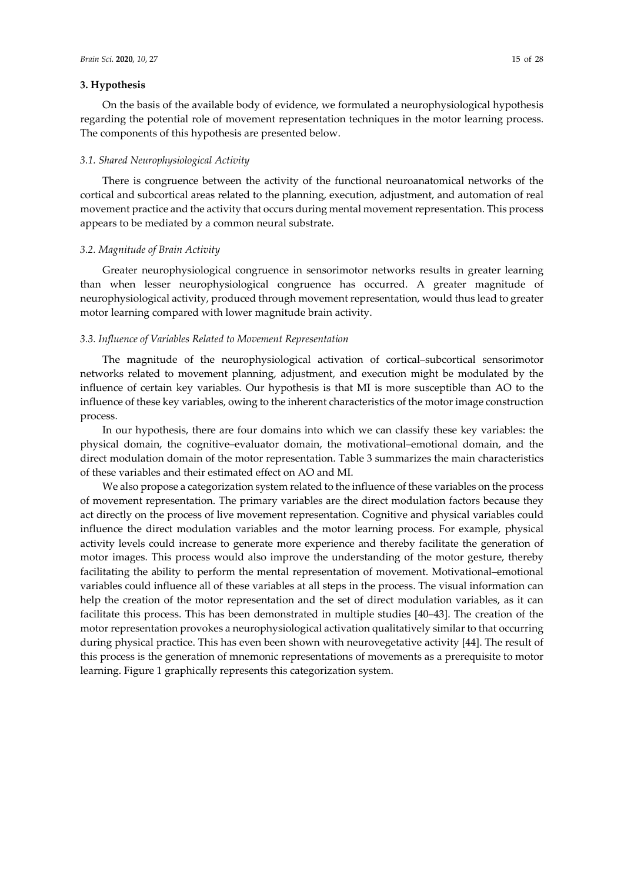## 3. Hypothesis

On the basis of the available body of evidence, we formulated a neurophysiological hypothesis regarding the potential role of movement representation techniques in the motor learning process. The components of this hypothesis are presented below.

### *3.1. Shared Neurophysiological Activity*

There is congruence between the activity of the functional neuroanatomical networks of the cortical and subcortical areas related to the planning, execution, adjustment, and automation of real movement practice and the activity that occurs during mental movement representation. This process appears to be mediated by a common neural substrate.

### *3.2. Magnitude of Brain Activity*

Greater neurophysiological congruence in sensorimotor networks results in greater learning than when lesser neurophysiological congruence has occurred. A greater magnitude of neurophysiological activity, produced through movement representation, would thus lead to greater motor learning compared with lower magnitude brain activity.

### *3.3. Influence of Variables Related to Movement Representation*

The magnitude of the neurophysiological activation of cortical–subcortical sensorimotor networks related to movement planning, adjustment, and execution might be modulated by the influence of certain key variables. Our hypothesis is that MI is more susceptible than AO to the influence of these key variables, owing to the inherent characteristics of the motor image construction process.

In our hypothesis, there are four domains into which we can classify these key variables: the physical domain, the cognitive–evaluator domain, the motivational–emotional domain, and the direct modulation domain of the motor representation. Table 3 summarizes the main characteristics of these variables and their estimated effect on AO and MI.

We also propose a categorization system related to the influence of these variables on the process of movement representation. The primary variables are the direct modulation factors because they act directly on the process of live movement representation. Cognitive and physical variables could influence the direct modulation variables and the motor learning process. For example, physical activity levels could increase to generate more experience and thereby facilitate the generation of motor images. This process would also improve the understanding of the motor gesture, thereby facilitating the ability to perform the mental representation of movement. Motivational–emotional variables could influence all of these variables at all steps in the process. The visual information can help the creation of the motor representation and the set of direct modulation variables, as it can facilitate this process. This has been demonstrated in multiple studies [40–43]. The creation of the motor representation provokes a neurophysiological activation qualitatively similar to that occurring during physical practice. This has even been shown with neurovegetative activity [44]. The result of this process is the generation of mnemonic representations of movements as a prerequisite to motor learning. Figure 1 graphically represents this categorization system.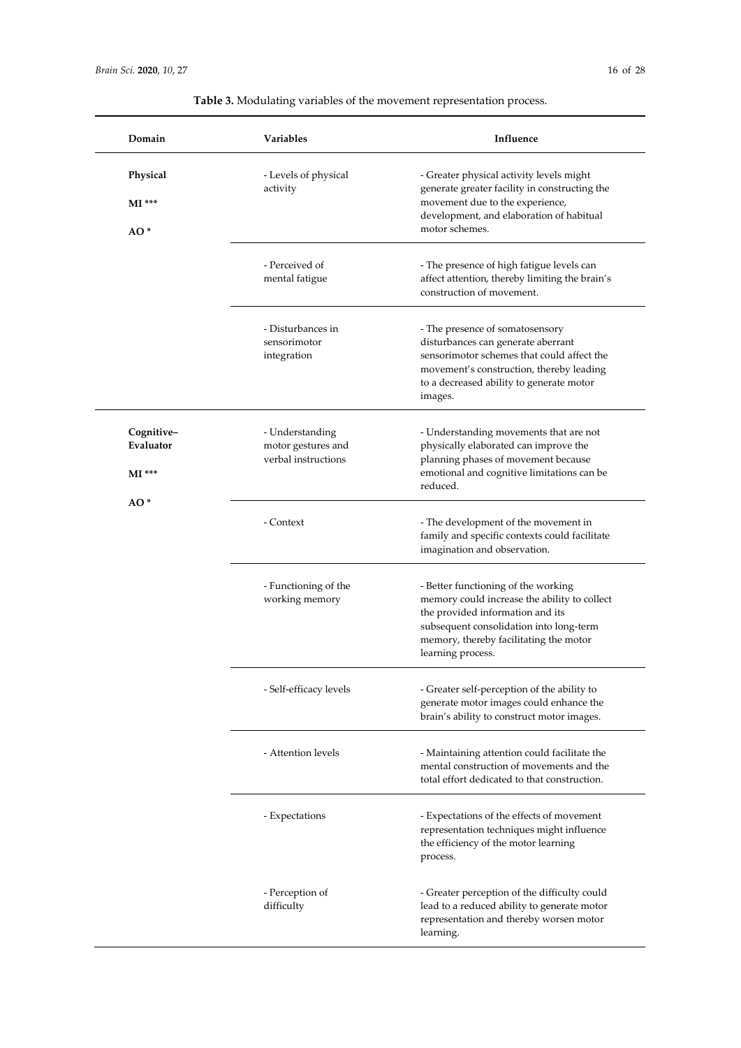**Table 3.** Modulating variables of the movement representation process.

| Domain | Variables | Influence |
|---|---|---|
| **Physical** **MI \*\*\*** **AO \*** | - Levels of physical activity | - Greater physical activity levels might generate greater facility in constructing the movement due to the experience, development, and elaboration of habitual motor schemes. |
| | - Perceived of mental fatigue | - The presence of high fatigue levels can affect attention, thereby limiting the brain's construction of movement. |
| | - Disturbances in sensorimotor integration | - The presence of somatosensory disturbances can generate aberrant sensorimotor schemes that could affect the movement's construction, thereby leading to a decreased ability to generate motor images. |
| **Cognitive–Evaluator** **MI \*\*\*** **AO \*** | - Understanding motor gestures and verbal instructions | - Understanding movements that are not physically elaborated can improve the planning phases of movement because emotional and cognitive limitations can be reduced. |
| | - Context | - The development of the movement in family and specific contexts could facilitate imagination and observation. |
| | - Functioning of the working memory | - Better functioning of the working memory could increase the ability to collect the provided information and its subsequent consolidation into long-term memory, thereby facilitating the motor learning process. |
| | - Self-efficacy levels | - Greater self-perception of the ability to generate motor images could enhance the brain's ability to construct motor images. |
| | - Attention levels | - Maintaining attention could facilitate the mental construction of movements and the total effort dedicated to that construction. |
| | - Expectations | - Expectations of the effects of movement representation techniques might influence the efficiency of the motor learning process. |
| | - Perception of difficulty | - Greater perception of the difficulty could lead to a reduced ability to generate motor representation and thereby worsen motor learning. |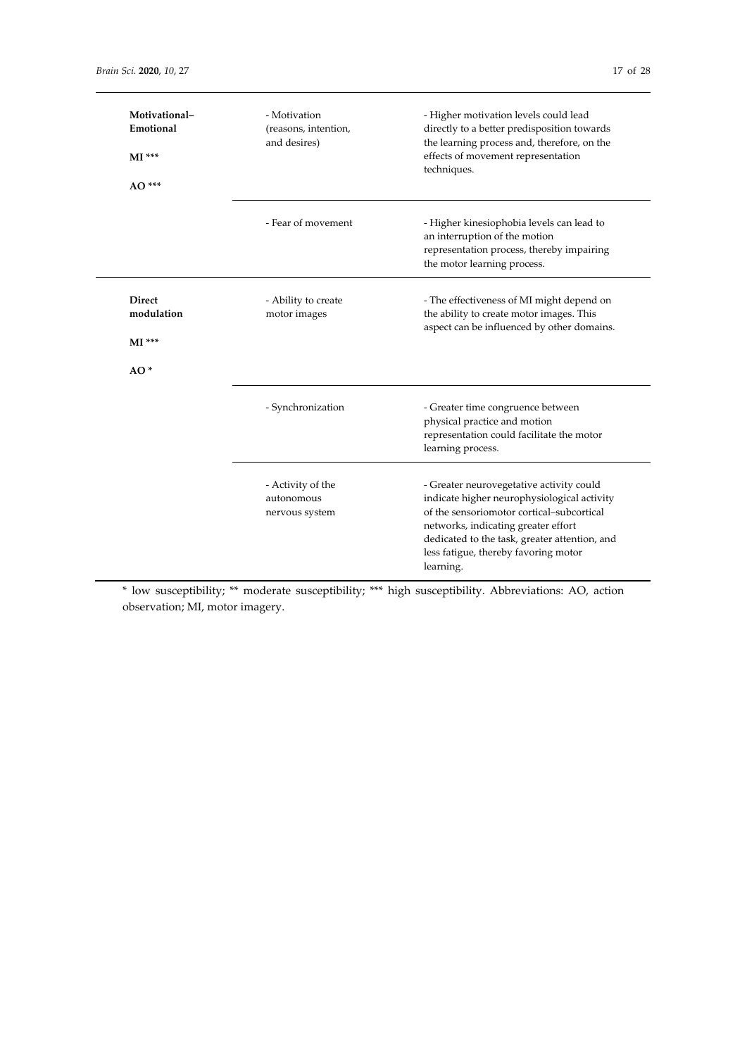| | | |
|---|---|---|
| **Motivational–Emotional** **MI** *** **AO** *** | - Motivation (reasons, intention, and desires) | - Higher motivation levels could lead directly to a better predisposition towards the learning process and, therefore, on the effects of movement representation techniques. |
| | - Fear of movement | - Higher kinesiophobia levels can lead to an interruption of the motion representation process, thereby impairing the motor learning process. |
| **Direct modulation** **MI** *** **AO** * | - Ability to create motor images | - The effectiveness of MI might depend on the ability to create motor images. This aspect can be influenced by other domains. |
| | - Synchronization | - Greater time congruence between physical practice and motion representation could facilitate the motor learning process. |
| | - Activity of the autonomous nervous system | - Greater neurovegetative activity could indicate higher neurophysiological activity of the sensoriomotor cortical–subcortical networks, indicating greater effort dedicated to the task, greater attention, and less fatigue, thereby favoring motor learning. |

* low susceptibility; ** moderate susceptibility; *** high susceptibility. Abbreviations: AO, action observation; MI, motor imagery.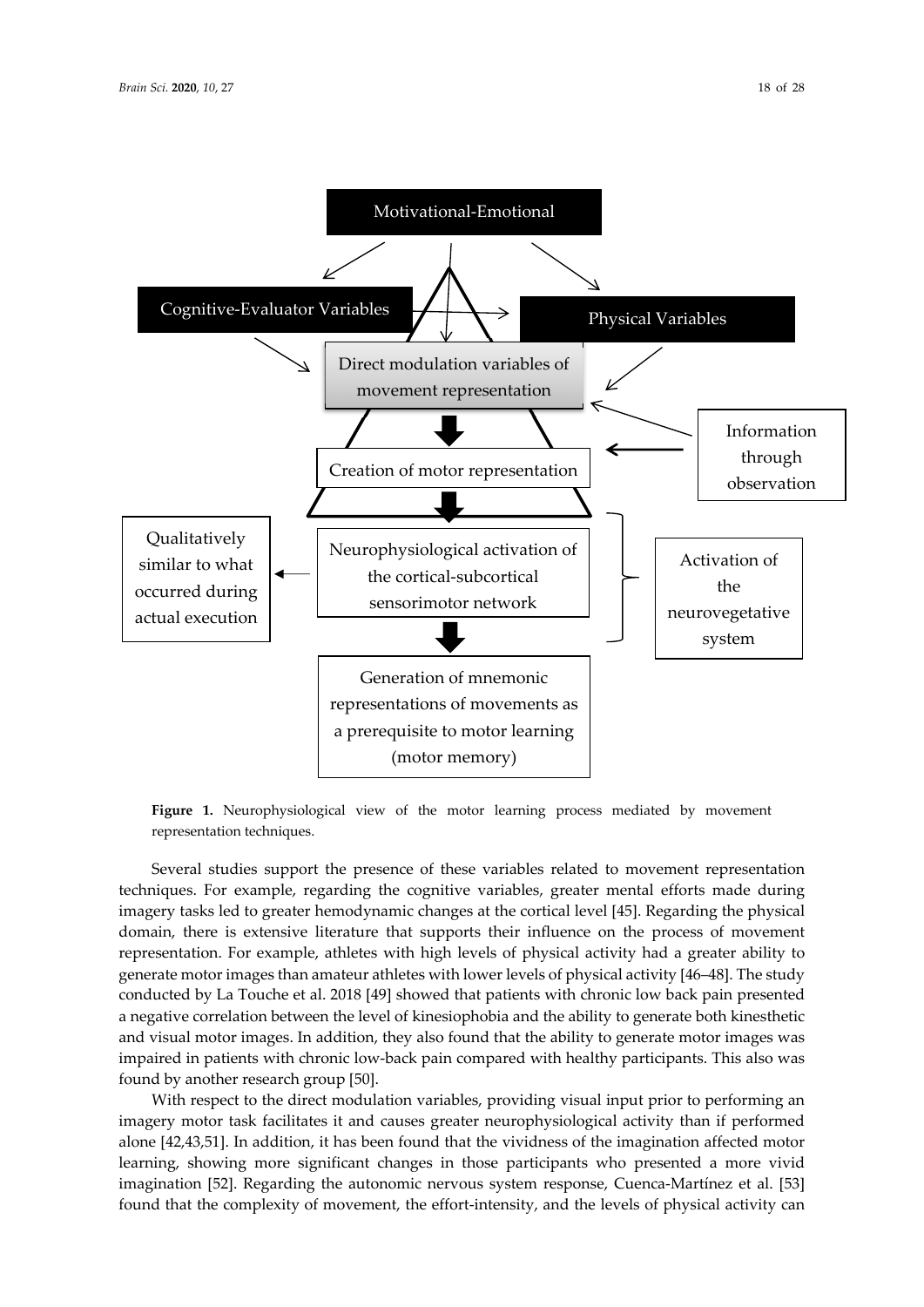Motivational-Emotional

Cognitive-Evaluator Variables

Physical Variables

Direct modulation variables of movement representation

Information through observation

Creation of motor representation

Qualitatively similar to what occurred during actual execution

Neurophysiological activation of the cortical-subcortical sensorimotor network

Activation of the neurovegetative system

Generation of mnemonic representations of movements as a prerequisite to motor learning (motor memory)

**Figure 1.** Neurophysiological view of the motor learning process mediated by movement representation techniques.

Several studies support the presence of these variables related to movement representation techniques. For example, regarding the cognitive variables, greater mental efforts made during imagery tasks led to greater hemodynamic changes at the cortical level [45]. Regarding the physical domain, there is extensive literature that supports their influence on the process of movement representation. For example, athletes with high levels of physical activity had a greater ability to generate motor images than amateur athletes with lower levels of physical activity [46–48]. The study conducted by La Touche et al. 2018 [49] showed that patients with chronic low back pain presented a negative correlation between the level of kinesiophobia and the ability to generate both kinesthetic and visual motor images. In addition, they also found that the ability to generate motor images was impaired in patients with chronic low-back pain compared with healthy participants. This also was found by another research group [50].

With respect to the direct modulation variables, providing visual input prior to performing an imagery motor task facilitates it and causes greater neurophysiological activity than if performed alone [42,43,51]. In addition, it has been found that the vividness of the imagination affected motor learning, showing more significant changes in those participants who presented a more vivid imagination [52]. Regarding the autonomic nervous system response, Cuenca-Martínez et al. [53] found that the complexity of movement, the effort-intensity, and the levels of physical activity can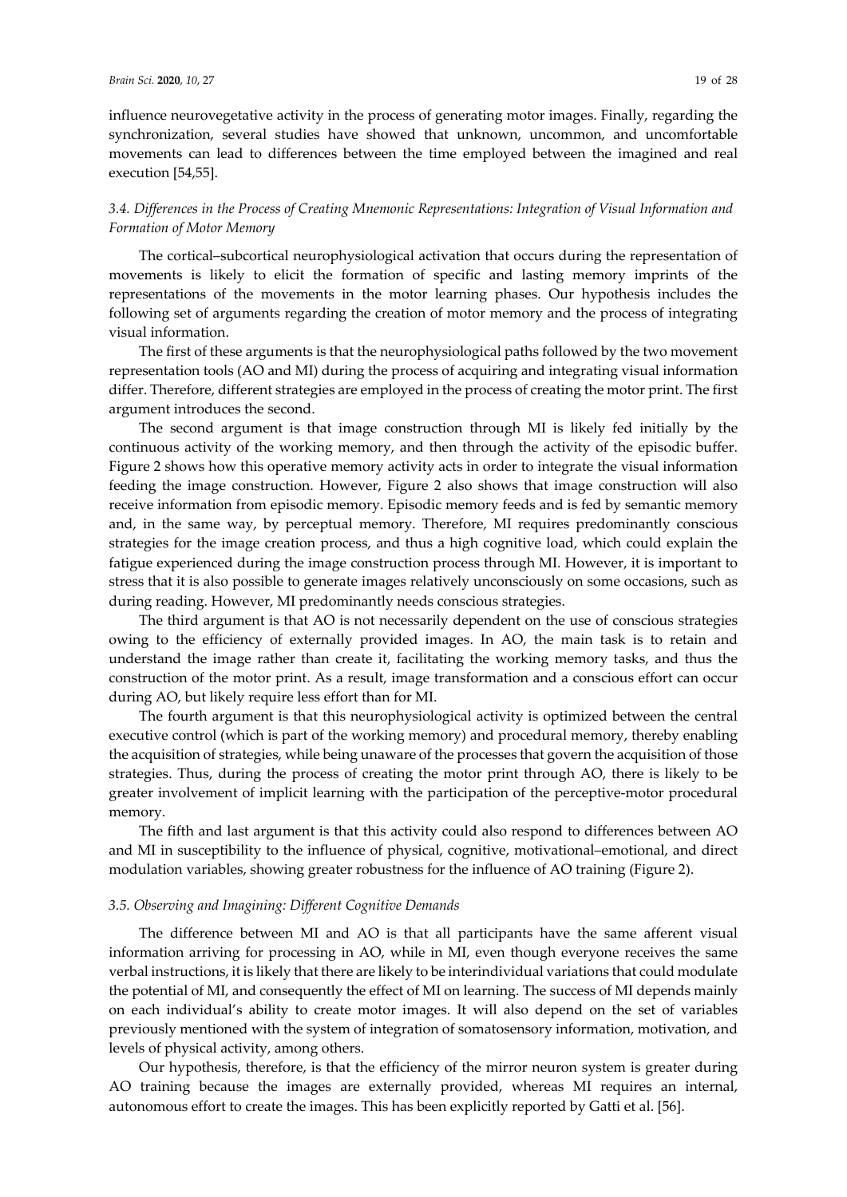influence neurovegetative activity in the process of generating motor images. Finally, regarding the synchronization, several studies have showed that unknown, uncommon, and uncomfortable movements can lead to differences between the time employed between the imagined and real execution [54,55].

### *3.4. Differences in the Process of Creating Mnemonic Representations: Integration of Visual Information and Formation of Motor Memory*

The cortical–subcortical neurophysiological activation that occurs during the representation of movements is likely to elicit the formation of specific and lasting memory imprints of the representations of the movements in the motor learning phases. Our hypothesis includes the following set of arguments regarding the creation of motor memory and the process of integrating visual information.

The first of these arguments is that the neurophysiological paths followed by the two movement representation tools (AO and MI) during the process of acquiring and integrating visual information differ. Therefore, different strategies are employed in the process of creating the motor print. The first argument introduces the second.

The second argument is that image construction through MI is likely fed initially by the continuous activity of the working memory, and then through the activity of the episodic buffer. Figure 2 shows how this operative memory activity acts in order to integrate the visual information feeding the image construction. However, Figure 2 also shows that image construction will also receive information from episodic memory. Episodic memory feeds and is fed by semantic memory and, in the same way, by perceptual memory. Therefore, MI requires predominantly conscious strategies for the image creation process, and thus a high cognitive load, which could explain the fatigue experienced during the image construction process through MI. However, it is important to stress that it is also possible to generate images relatively unconsciously on some occasions, such as during reading. However, MI predominantly needs conscious strategies.

The third argument is that AO is not necessarily dependent on the use of conscious strategies owing to the efficiency of externally provided images. In AO, the main task is to retain and understand the image rather than create it, facilitating the working memory tasks, and thus the construction of the motor print. As a result, image transformation and a conscious effort can occur during AO, but likely require less effort than for MI.

The fourth argument is that this neurophysiological activity is optimized between the central executive control (which is part of the working memory) and procedural memory, thereby enabling the acquisition of strategies, while being unaware of the processes that govern the acquisition of those strategies. Thus, during the process of creating the motor print through AO, there is likely to be greater involvement of implicit learning with the participation of the perceptive-motor procedural memory.

The fifth and last argument is that this activity could also respond to differences between AO and MI in susceptibility to the influence of physical, cognitive, motivational–emotional, and direct modulation variables, showing greater robustness for the influence of AO training (Figure 2).

### *3.5. Observing and Imagining: Different Cognitive Demands*

The difference between MI and AO is that all participants have the same afferent visual information arriving for processing in AO, while in MI, even though everyone receives the same verbal instructions, it is likely that there are likely to be interindividual variations that could modulate the potential of MI, and consequently the effect of MI on learning. The success of MI depends mainly on each individual's ability to create motor images. It will also depend on the set of variables previously mentioned with the system of integration of somatosensory information, motivation, and levels of physical activity, among others.

Our hypothesis, therefore, is that the efficiency of the mirror neuron system is greater during AO training because the images are externally provided, whereas MI requires an internal, autonomous effort to create the images. This has been explicitly reported by Gatti et al. [56].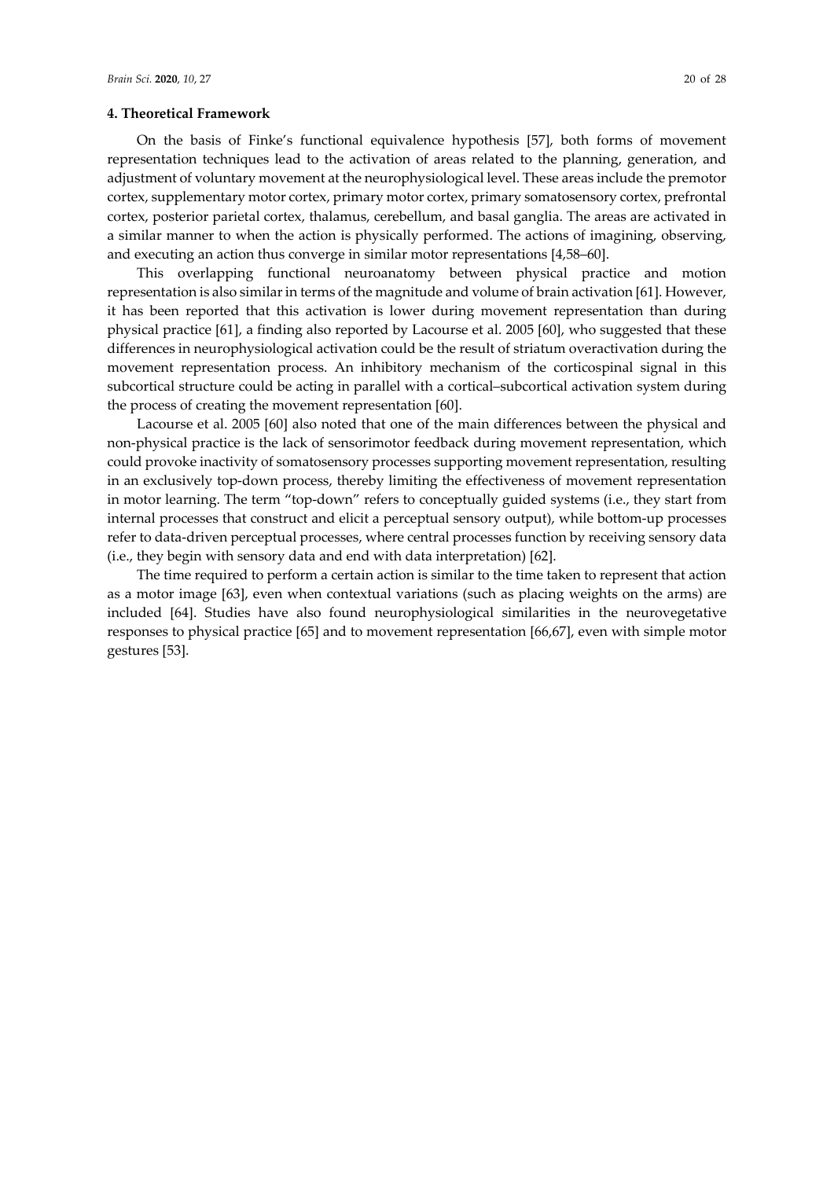## 4. Theoretical Framework

On the basis of Finke's functional equivalence hypothesis [57], both forms of movement representation techniques lead to the activation of areas related to the planning, generation, and adjustment of voluntary movement at the neurophysiological level. These areas include the premotor cortex, supplementary motor cortex, primary motor cortex, primary somatosensory cortex, prefrontal cortex, posterior parietal cortex, thalamus, cerebellum, and basal ganglia. The areas are activated in a similar manner to when the action is physically performed. The actions of imagining, observing, and executing an action thus converge in similar motor representations [4,58–60].

This overlapping functional neuroanatomy between physical practice and motion representation is also similar in terms of the magnitude and volume of brain activation [61]. However, it has been reported that this activation is lower during movement representation than during physical practice [61], a finding also reported by Lacourse et al. 2005 [60], who suggested that these differences in neurophysiological activation could be the result of striatum overactivation during the movement representation process. An inhibitory mechanism of the corticospinal signal in this subcortical structure could be acting in parallel with a cortical–subcortical activation system during the process of creating the movement representation [60].

Lacourse et al. 2005 [60] also noted that one of the main differences between the physical and non-physical practice is the lack of sensorimotor feedback during movement representation, which could provoke inactivity of somatosensory processes supporting movement representation, resulting in an exclusively top-down process, thereby limiting the effectiveness of movement representation in motor learning. The term "top-down" refers to conceptually guided systems (i.e., they start from internal processes that construct and elicit a perceptual sensory output), while bottom-up processes refer to data-driven perceptual processes, where central processes function by receiving sensory data (i.e., they begin with sensory data and end with data interpretation) [62].

The time required to perform a certain action is similar to the time taken to represent that action as a motor image [63], even when contextual variations (such as placing weights on the arms) are included [64]. Studies have also found neurophysiological similarities in the neurovegetative responses to physical practice [65] and to movement representation [66,67], even with simple motor gestures [53].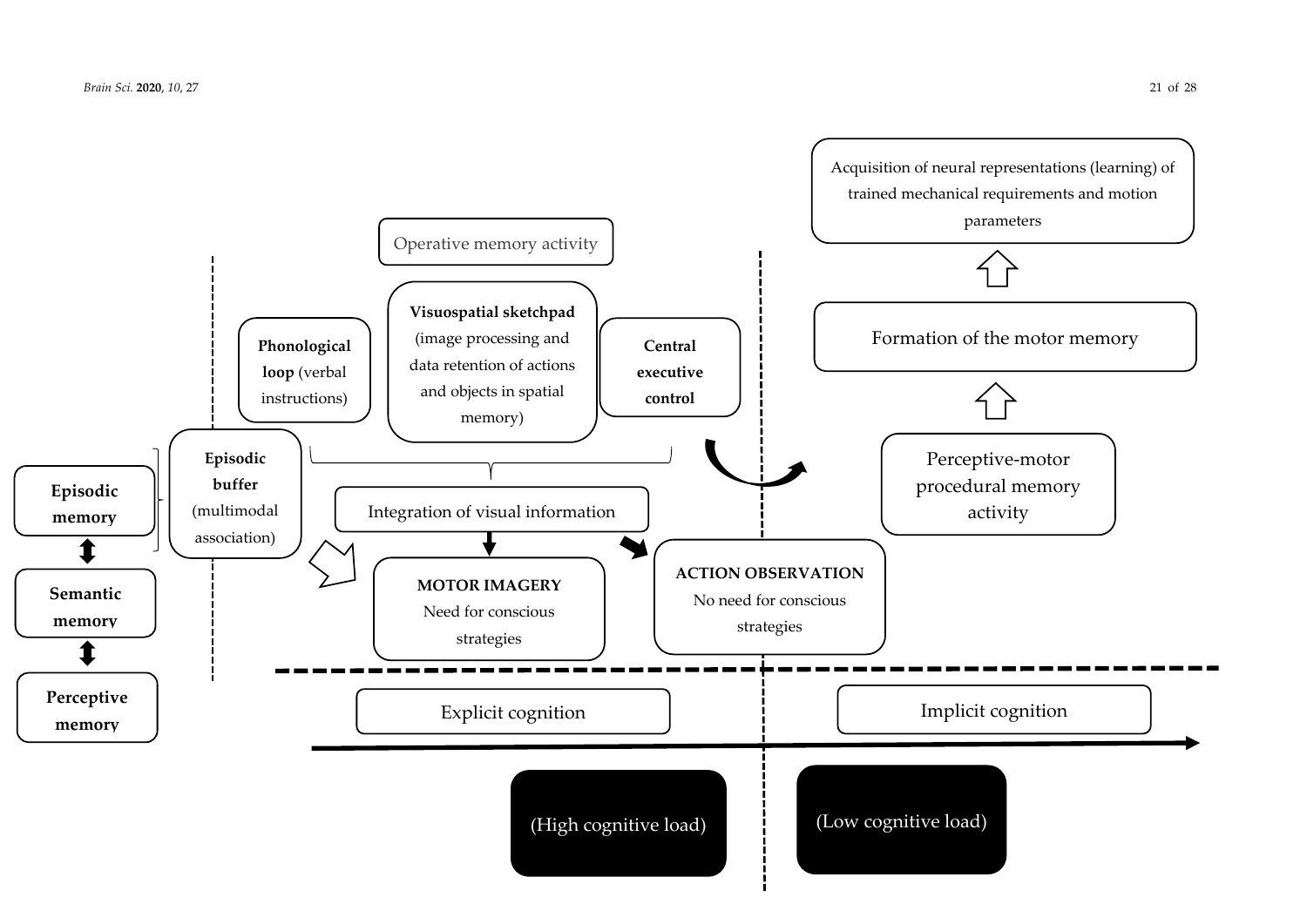Acquisition of neural representations (learning) of trained mechanical requirements and motion parameters

Operative memory activity

Formation of the motor memory

**Phonological loop** (verbal instructions)

**Visuospatial sketchpad** (image processing and data retention of actions and objects in spatial memory)

**Central executive control**

Perceptive-motor procedural memory activity

**Episodic memory**

**Episodic buffer** (multimodal association)

Integration of visual information

**Semantic memory**

**MOTOR IMAGERY**
Need for conscious strategies

**ACTION OBSERVATION**
No need for conscious strategies

**Perceptive memory**

Explicit cognition

Implicit cognition

(High cognitive load)

(Low cognitive load)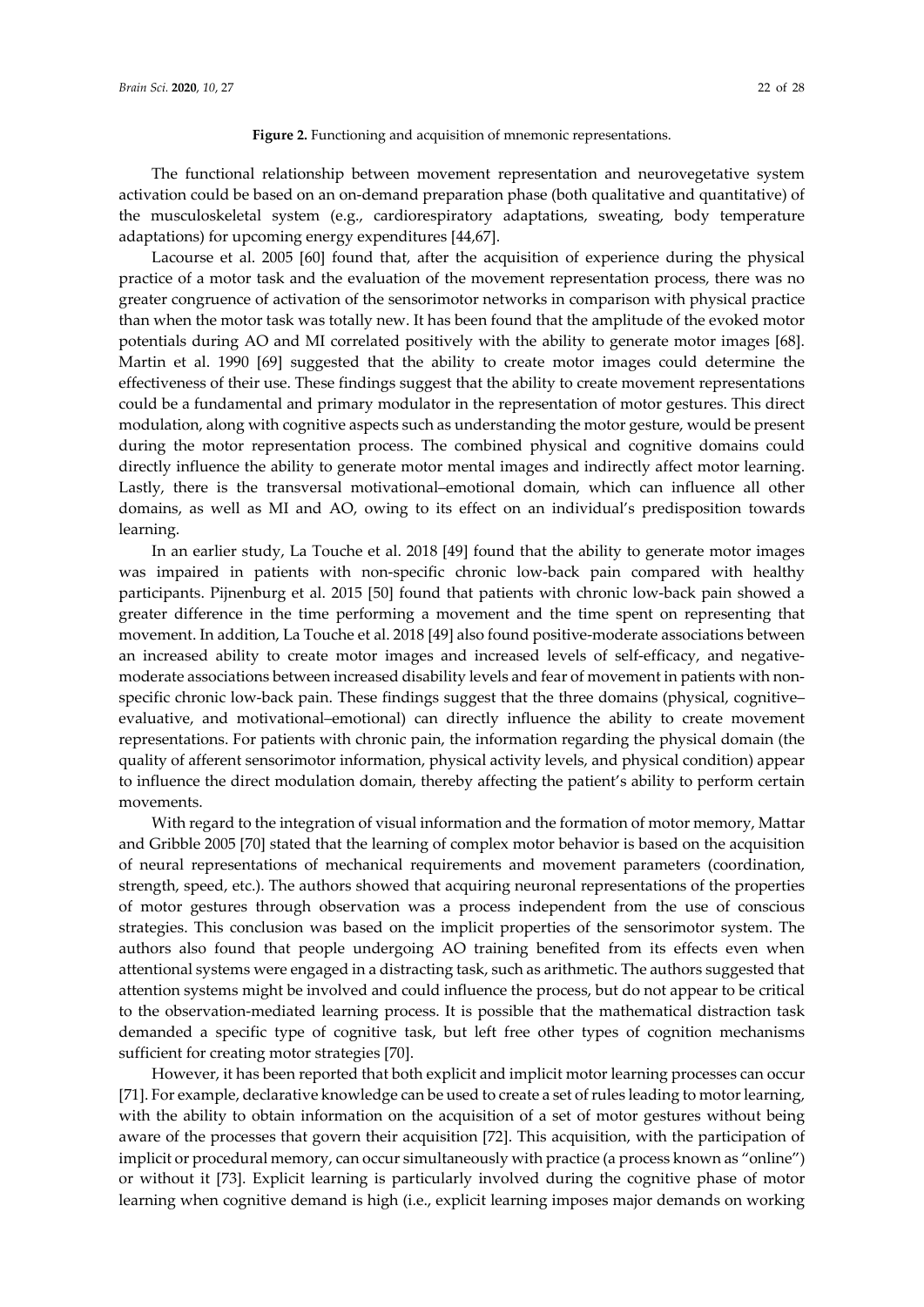**Figure 2.** Functioning and acquisition of mnemonic representations.

The functional relationship between movement representation and neurovegetative system activation could be based on an on-demand preparation phase (both qualitative and quantitative) of the musculoskeletal system (e.g., cardiorespiratory adaptations, sweating, body temperature adaptations) for upcoming energy expenditures [44,67].

Lacourse et al. 2005 [60] found that, after the acquisition of experience during the physical practice of a motor task and the evaluation of the movement representation process, there was no greater congruence of activation of the sensorimotor networks in comparison with physical practice than when the motor task was totally new. It has been found that the amplitude of the evoked motor potentials during AO and MI correlated positively with the ability to generate motor images [68]. Martin et al. 1990 [69] suggested that the ability to create motor images could determine the effectiveness of their use. These findings suggest that the ability to create movement representations could be a fundamental and primary modulator in the representation of motor gestures. This direct modulation, along with cognitive aspects such as understanding the motor gesture, would be present during the motor representation process. The combined physical and cognitive domains could directly influence the ability to generate motor mental images and indirectly affect motor learning. Lastly, there is the transversal motivational–emotional domain, which can influence all other domains, as well as MI and AO, owing to its effect on an individual's predisposition towards learning.

In an earlier study, La Touche et al. 2018 [49] found that the ability to generate motor images was impaired in patients with non-specific chronic low-back pain compared with healthy participants. Pijnenburg et al. 2015 [50] found that patients with chronic low-back pain showed a greater difference in the time performing a movement and the time spent on representing that movement. In addition, La Touche et al. 2018 [49] also found positive-moderate associations between an increased ability to create motor images and increased levels of self-efficacy, and negative-moderate associations between increased disability levels and fear of movement in patients with non-specific chronic low-back pain. These findings suggest that the three domains (physical, cognitive–evaluative, and motivational–emotional) can directly influence the ability to create movement representations. For patients with chronic pain, the information regarding the physical domain (the quality of afferent sensorimotor information, physical activity levels, and physical condition) appear to influence the direct modulation domain, thereby affecting the patient's ability to perform certain movements.

With regard to the integration of visual information and the formation of motor memory, Mattar and Gribble 2005 [70] stated that the learning of complex motor behavior is based on the acquisition of neural representations of mechanical requirements and movement parameters (coordination, strength, speed, etc.). The authors showed that acquiring neuronal representations of the properties of motor gestures through observation was a process independent from the use of conscious strategies. This conclusion was based on the implicit properties of the sensorimotor system. The authors also found that people undergoing AO training benefited from its effects even when attentional systems were engaged in a distracting task, such as arithmetic. The authors suggested that attention systems might be involved and could influence the process, but do not appear to be critical to the observation-mediated learning process. It is possible that the mathematical distraction task demanded a specific type of cognitive task, but left free other types of cognition mechanisms sufficient for creating motor strategies [70].

However, it has been reported that both explicit and implicit motor learning processes can occur [71]. For example, declarative knowledge can be used to create a set of rules leading to motor learning, with the ability to obtain information on the acquisition of a set of motor gestures without being aware of the processes that govern their acquisition [72]. This acquisition, with the participation of implicit or procedural memory, can occur simultaneously with practice (a process known as "online") or without it [73]. Explicit learning is particularly involved during the cognitive phase of motor learning when cognitive demand is high (i.e., explicit learning imposes major demands on working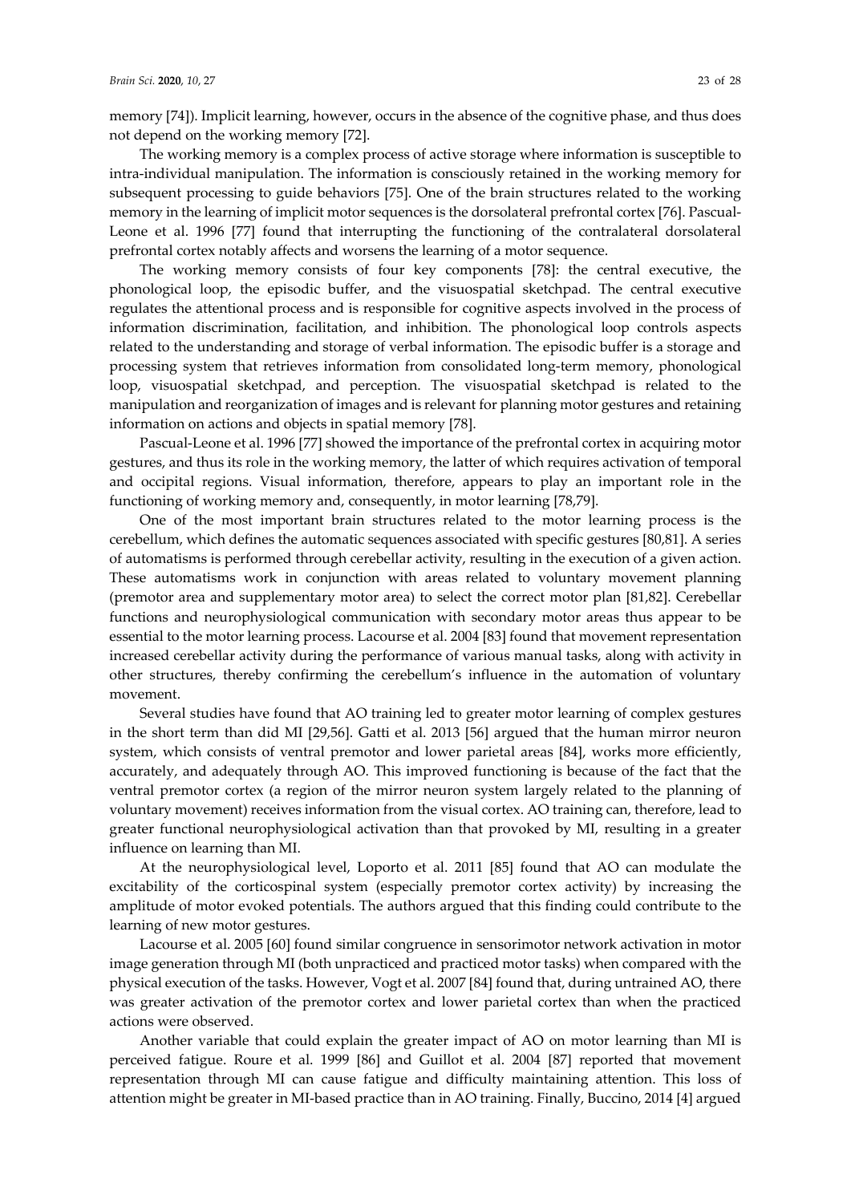memory [74]). Implicit learning, however, occurs in the absence of the cognitive phase, and thus does not depend on the working memory [72].

The working memory is a complex process of active storage where information is susceptible to intra-individual manipulation. The information is consciously retained in the working memory for subsequent processing to guide behaviors [75]. One of the brain structures related to the working memory in the learning of implicit motor sequences is the dorsolateral prefrontal cortex [76]. Pascual-Leone et al. 1996 [77] found that interrupting the functioning of the contralateral dorsolateral prefrontal cortex notably affects and worsens the learning of a motor sequence.

The working memory consists of four key components [78]: the central executive, the phonological loop, the episodic buffer, and the visuospatial sketchpad. The central executive regulates the attentional process and is responsible for cognitive aspects involved in the process of information discrimination, facilitation, and inhibition. The phonological loop controls aspects related to the understanding and storage of verbal information. The episodic buffer is a storage and processing system that retrieves information from consolidated long-term memory, phonological loop, visuospatial sketchpad, and perception. The visuospatial sketchpad is related to the manipulation and reorganization of images and is relevant for planning motor gestures and retaining information on actions and objects in spatial memory [78].

Pascual-Leone et al. 1996 [77] showed the importance of the prefrontal cortex in acquiring motor gestures, and thus its role in the working memory, the latter of which requires activation of temporal and occipital regions. Visual information, therefore, appears to play an important role in the functioning of working memory and, consequently, in motor learning [78,79].

One of the most important brain structures related to the motor learning process is the cerebellum, which defines the automatic sequences associated with specific gestures [80,81]. A series of automatisms is performed through cerebellar activity, resulting in the execution of a given action. These automatisms work in conjunction with areas related to voluntary movement planning (premotor area and supplementary motor area) to select the correct motor plan [81,82]. Cerebellar functions and neurophysiological communication with secondary motor areas thus appear to be essential to the motor learning process. Lacourse et al. 2004 [83] found that movement representation increased cerebellar activity during the performance of various manual tasks, along with activity in other structures, thereby confirming the cerebellum's influence in the automation of voluntary movement.

Several studies have found that AO training led to greater motor learning of complex gestures in the short term than did MI [29,56]. Gatti et al. 2013 [56] argued that the human mirror neuron system, which consists of ventral premotor and lower parietal areas [84], works more efficiently, accurately, and adequately through AO. This improved functioning is because of the fact that the ventral premotor cortex (a region of the mirror neuron system largely related to the planning of voluntary movement) receives information from the visual cortex. AO training can, therefore, lead to greater functional neurophysiological activation than that provoked by MI, resulting in a greater influence on learning than MI.

At the neurophysiological level, Loporto et al. 2011 [85] found that AO can modulate the excitability of the corticospinal system (especially premotor cortex activity) by increasing the amplitude of motor evoked potentials. The authors argued that this finding could contribute to the learning of new motor gestures.

Lacourse et al. 2005 [60] found similar congruence in sensorimotor network activation in motor image generation through MI (both unpracticed and practiced motor tasks) when compared with the physical execution of the tasks. However, Vogt et al. 2007 [84] found that, during untrained AO, there was greater activation of the premotor cortex and lower parietal cortex than when the practiced actions were observed.

Another variable that could explain the greater impact of AO on motor learning than MI is perceived fatigue. Roure et al. 1999 [86] and Guillot et al. 2004 [87] reported that movement representation through MI can cause fatigue and difficulty maintaining attention. This loss of attention might be greater in MI-based practice than in AO training. Finally, Buccino, 2014 [4] argued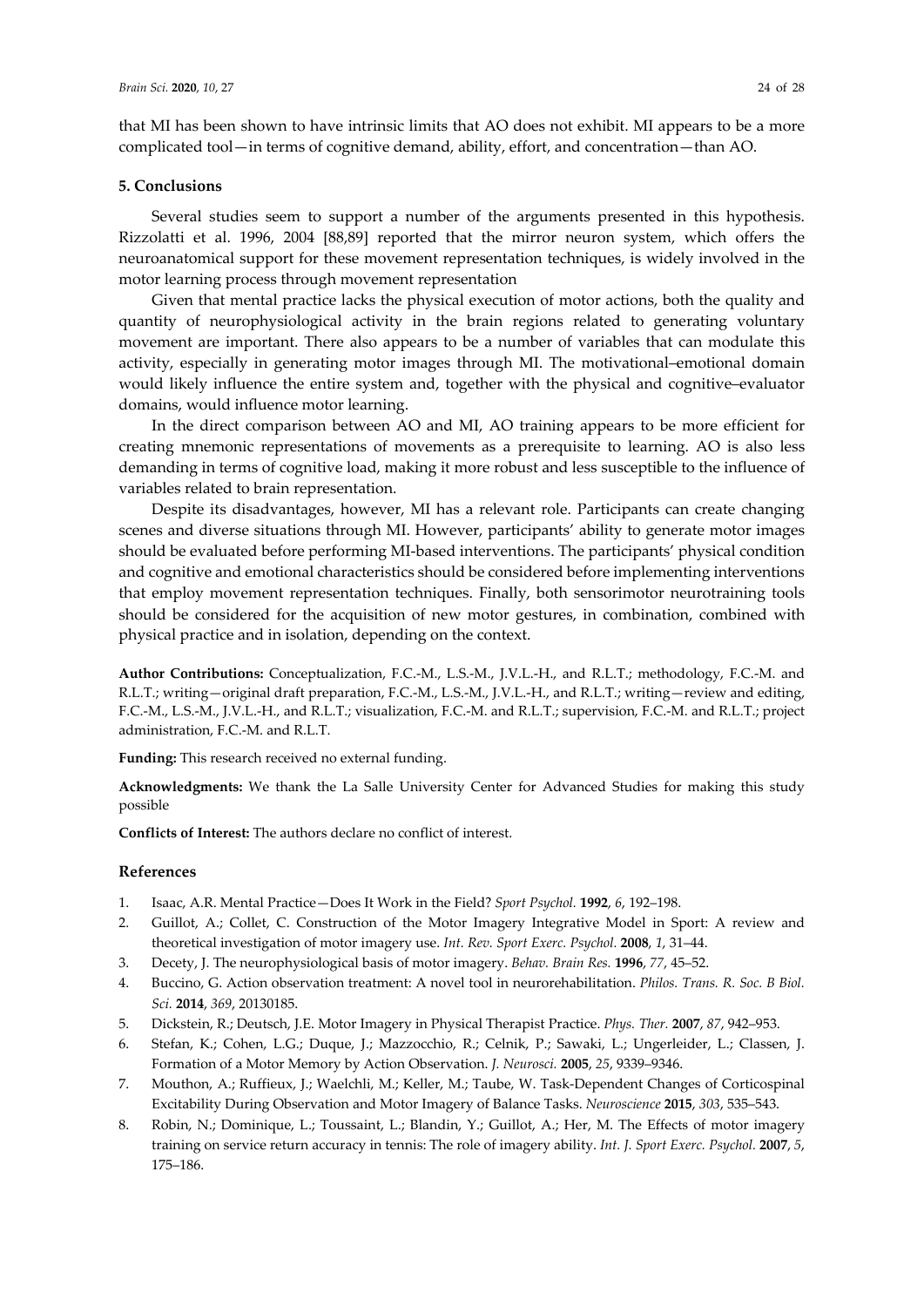that MI has been shown to have intrinsic limits that AO does not exhibit. MI appears to be a more complicated tool—in terms of cognitive demand, ability, effort, and concentration—than AO.

## 5. Conclusions

Several studies seem to support a number of the arguments presented in this hypothesis. Rizzolatti et al. 1996, 2004 [88,89] reported that the mirror neuron system, which offers the neuroanatomical support for these movement representation techniques, is widely involved in the motor learning process through movement representation

Given that mental practice lacks the physical execution of motor actions, both the quality and quantity of neurophysiological activity in the brain regions related to generating voluntary movement are important. There also appears to be a number of variables that can modulate this activity, especially in generating motor images through MI. The motivational–emotional domain would likely influence the entire system and, together with the physical and cognitive–evaluator domains, would influence motor learning.

In the direct comparison between AO and MI, AO training appears to be more efficient for creating mnemonic representations of movements as a prerequisite to learning. AO is also less demanding in terms of cognitive load, making it more robust and less susceptible to the influence of variables related to brain representation.

Despite its disadvantages, however, MI has a relevant role. Participants can create changing scenes and diverse situations through MI. However, participants' ability to generate motor images should be evaluated before performing MI-based interventions. The participants' physical condition and cognitive and emotional characteristics should be considered before implementing interventions that employ movement representation techniques. Finally, both sensorimotor neurotraining tools should be considered for the acquisition of new motor gestures, in combination, combined with physical practice and in isolation, depending on the context.

**Author Contributions:** Conceptualization, F.C.-M., L.S.-M., J.V.L.-H., and R.L.T.; methodology, F.C.-M. and R.L.T.; writing—original draft preparation, F.C.-M., L.S.-M., J.V.L.-H., and R.L.T.; writing—review and editing, F.C.-M., L.S.-M., J.V.L.-H., and R.L.T.; visualization, F.C.-M. and R.L.T.; supervision, F.C.-M. and R.L.T.; project administration, F.C.-M. and R.L.T.

**Funding:** This research received no external funding.

**Acknowledgments:** We thank the La Salle University Center for Advanced Studies for making this study possible

**Conflicts of Interest:** The authors declare no conflict of interest.

## References

1. Isaac, A.R. Mental Practice—Does It Work in the Field? *Sport Psychol.* **1992**, *6*, 192–198.
2. Guillot, A.; Collet, C. Construction of the Motor Imagery Integrative Model in Sport: A review and theoretical investigation of motor imagery use. *Int. Rev. Sport Exerc. Psychol.* **2008**, *1*, 31–44.
3. Decety, J. The neurophysiological basis of motor imagery. *Behav. Brain Res.* **1996**, *77*, 45–52.
4. Buccino, G. Action observation treatment: A novel tool in neurorehabilitation. *Philos. Trans. R. Soc. B Biol. Sci.* **2014**, *369*, 20130185.
5. Dickstein, R.; Deutsch, J.E. Motor Imagery in Physical Therapist Practice. *Phys. Ther.* **2007**, *87*, 942–953.
6. Stefan, K.; Cohen, L.G.; Duque, J.; Mazzocchio, R.; Celnik, P.; Sawaki, L.; Ungerleider, L.; Classen, J. Formation of a Motor Memory by Action Observation. *J. Neurosci.* **2005**, *25*, 9339–9346.
7. Mouthon, A.; Ruffieux, J.; Waelchli, M.; Keller, M.; Taube, W. Task-Dependent Changes of Corticospinal Excitability During Observation and Motor Imagery of Balance Tasks. *Neuroscience* **2015**, *303*, 535–543.
8. Robin, N.; Dominique, L.; Toussaint, L.; Blandin, Y.; Guillot, A.; Her, M. The Effects of motor imagery training on service return accuracy in tennis: The role of imagery ability. *Int. J. Sport Exerc. Psychol.* **2007**, *5*, 175–186.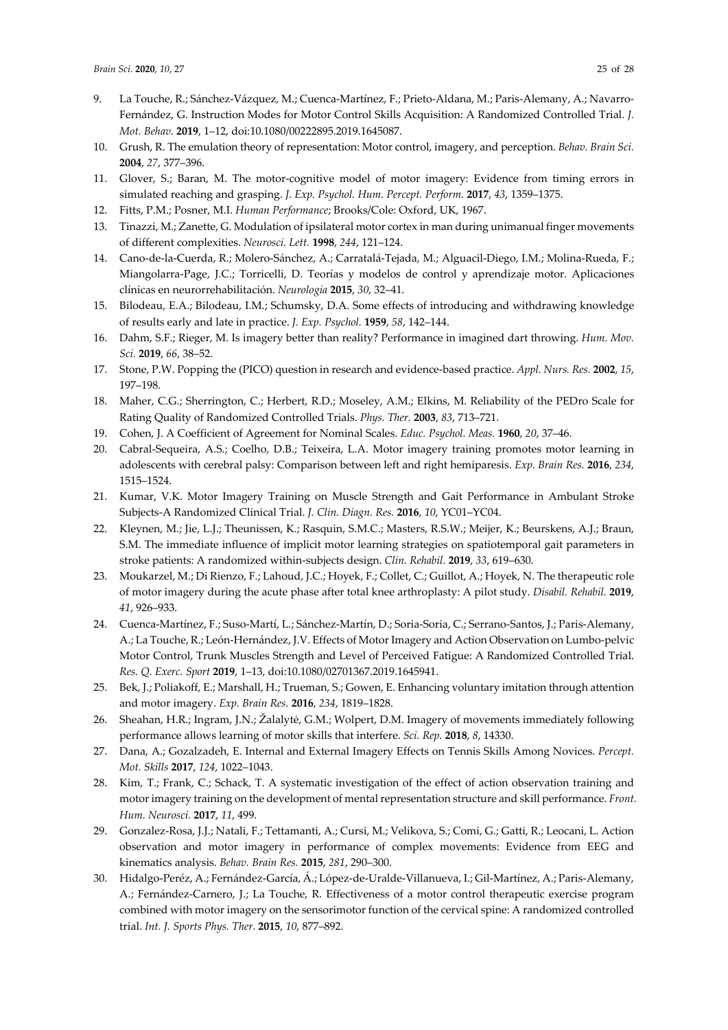9. La Touche, R.; Sánchez-Vázquez, M.; Cuenca-Martínez, F.; Prieto-Aldana, M.; Paris-Alemany, A.; Navarro-Fernández, G. Instruction Modes for Motor Control Skills Acquisition: A Randomized Controlled Trial. *J. Mot. Behav.* **2019**, 1–12, doi:10.1080/00222895.2019.1645087.
10. Grush, R. The emulation theory of representation: Motor control, imagery, and perception. *Behav. Brain Sci.* **2004**, *27*, 377–396.
11. Glover, S.; Baran, M. The motor-cognitive model of motor imagery: Evidence from timing errors in simulated reaching and grasping. *J. Exp. Psychol. Hum. Percept. Perform.* **2017**, *43*, 1359–1375.
12. Fitts, P.M.; Posner, M.I. *Human Performance*; Brooks/Cole: Oxford, UK, 1967.
13. Tinazzi, M.; Zanette, G. Modulation of ipsilateral motor cortex in man during unimanual finger movements of different complexities. *Neurosci. Lett.* **1998**, *244*, 121–124.
14. Cano-de-la-Cuerda, R.; Molero-Sánchez, A.; Carratalá-Tejada, M.; Alguacil-Diego, I.M.; Molina-Rueda, F.; Miangolarra-Page, J.C.; Torricelli, D. Teorías y modelos de control y aprendizaje motor. Aplicaciones clínicas en neurorrehabilitación. *Neurologia* **2015**, *30*, 32–41.
15. Bilodeau, E.A.; Bilodeau, I.M.; Schumsky, D.A. Some effects of introducing and withdrawing knowledge of results early and late in practice. *J. Exp. Psychol.* **1959**, *58*, 142–144.
16. Dahm, S.F.; Rieger, M. Is imagery better than reality? Performance in imagined dart throwing. *Hum. Mov. Sci.* **2019**, *66*, 38–52.
17. Stone, P.W. Popping the (PICO) question in research and evidence-based practice. *Appl. Nurs. Res.* **2002**, *15*, 197–198.
18. Maher, C.G.; Sherrington, C.; Herbert, R.D.; Moseley, A.M.; Elkins, M. Reliability of the PEDro Scale for Rating Quality of Randomized Controlled Trials. *Phys. Ther.* **2003**, *83*, 713–721.
19. Cohen, J. A Coefficient of Agreement for Nominal Scales. *Educ. Psychol. Meas.* **1960**, *20*, 37–46.
20. Cabral-Sequeira, A.S.; Coelho, D.B.; Teixeira, L.A. Motor imagery training promotes motor learning in adolescents with cerebral palsy: Comparison between left and right hemiparesis. *Exp. Brain Res.* **2016**, *234*, 1515–1524.
21. Kumar, V.K. Motor Imagery Training on Muscle Strength and Gait Performance in Ambulant Stroke Subjects-A Randomized Clinical Trial. *J. Clin. Diagn. Res.* **2016**, *10*, YC01–YC04.
22. Kleynen, M.; Jie, L.J.; Theunissen, K.; Rasquin, S.M.C.; Masters, R.S.W.; Meijer, K.; Beurskens, A.J.; Braun, S.M. The immediate influence of implicit motor learning strategies on spatiotemporal gait parameters in stroke patients: A randomized within-subjects design. *Clin. Rehabil.* **2019**, *33*, 619–630.
23. Moukarzel, M.; Di Rienzo, F.; Lahoud, J.C.; Hoyek, F.; Collet, C.; Guillot, A.; Hoyek, N. The therapeutic role of motor imagery during the acute phase after total knee arthroplasty: A pilot study. *Disabil. Rehabil.* **2019**, *41*, 926–933.
24. Cuenca-Martínez, F.; Suso-Martí, L.; Sánchez-Martín, D.; Soria-Soria, C.; Serrano-Santos, J.; Paris-Alemany, A.; La Touche, R.; León-Hernández, J.V. Effects of Motor Imagery and Action Observation on Lumbo-pelvic Motor Control, Trunk Muscles Strength and Level of Perceived Fatigue: A Randomized Controlled Trial. *Res. Q. Exerc. Sport* **2019**, 1–13, doi:10.1080/02701367.2019.1645941.
25. Bek, J.; Poliakoff, E.; Marshall, H.; Trueman, S.; Gowen, E. Enhancing voluntary imitation through attention and motor imagery. *Exp. Brain Res.* **2016**, *234*, 1819–1828.
26. Sheahan, H.R.; Ingram, J.N.; Žalalytė, G.M.; Wolpert, D.M. Imagery of movements immediately following performance allows learning of motor skills that interfere. *Sci. Rep.* **2018**, *8*, 14330.
27. Dana, A.; Gozalzadeh, E. Internal and External Imagery Effects on Tennis Skills Among Novices. *Percept. Mot. Skills* **2017**, *124*, 1022–1043.
28. Kim, T.; Frank, C.; Schack, T. A systematic investigation of the effect of action observation training and motor imagery training on the development of mental representation structure and skill performance. *Front. Hum. Neurosci.* **2017**, *11*, 499.
29. Gonzalez-Rosa, J.J.; Natali, F.; Tettamanti, A.; Cursi, M.; Velikova, S.; Comi, G.; Gatti, R.; Leocani, L. Action observation and motor imagery in performance of complex movements: Evidence from EEG and kinematics analysis. *Behav. Brain Res.* **2015**, *281*, 290–300.
30. Hidalgo-Peréz, A.; Fernández-García, Á.; López-de-Uralde-Villanueva, I.; Gil-Martínez, A.; Paris-Alemany, A.; Fernández-Carnero, J.; La Touche, R. Effectiveness of a motor control therapeutic exercise program combined with motor imagery on the sensorimotor function of the cervical spine: A randomized controlled trial. *Int. J. Sports Phys. Ther.* **2015**, *10*, 877–892.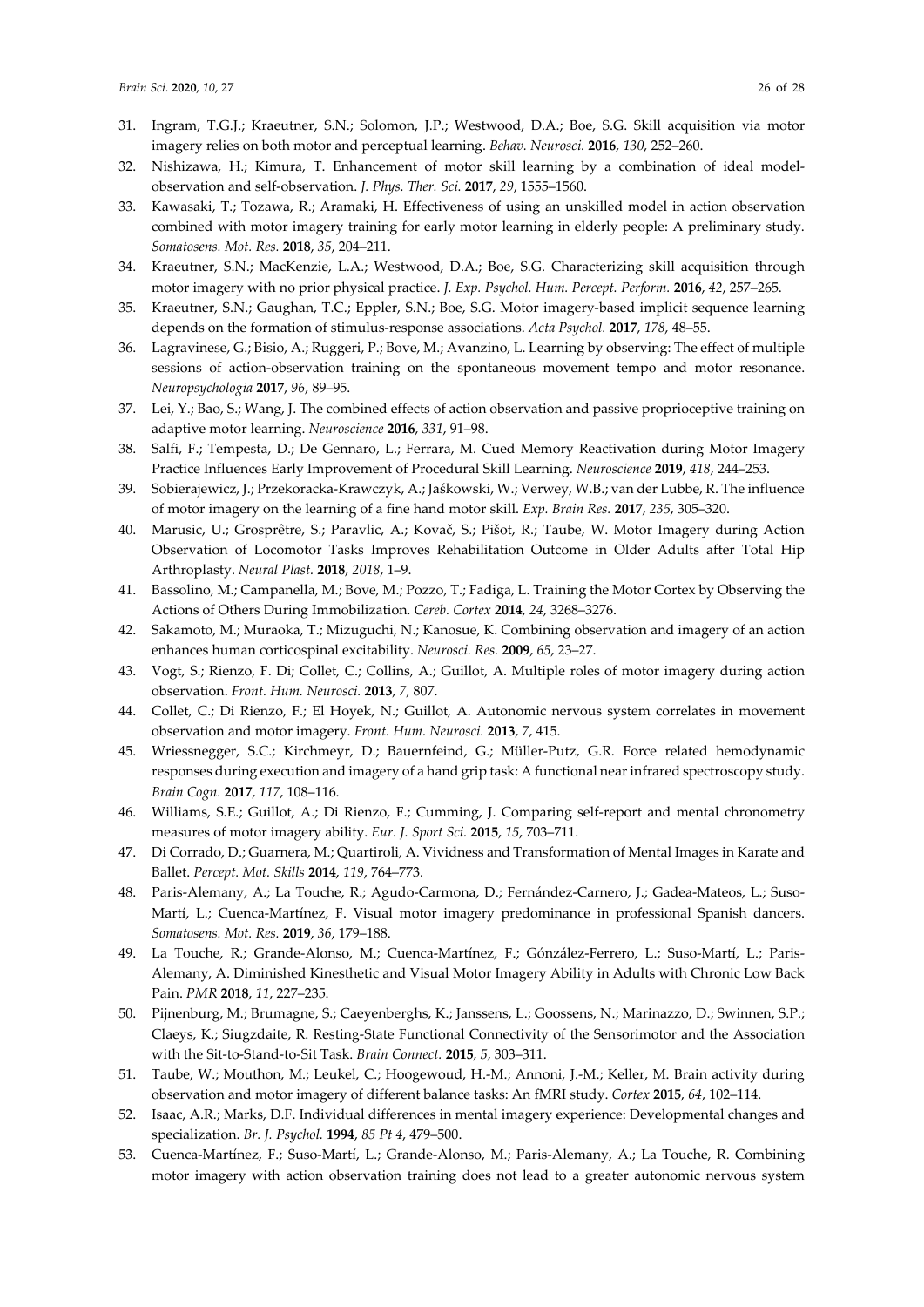31. Ingram, T.G.J.; Kraeutner, S.N.; Solomon, J.P.; Westwood, D.A.; Boe, S.G. Skill acquisition via motor imagery relies on both motor and perceptual learning. *Behav. Neurosci.* **2016**, *130*, 252–260.
32. Nishizawa, H.; Kimura, T. Enhancement of motor skill learning by a combination of ideal model-observation and self-observation. *J. Phys. Ther. Sci.* **2017**, *29*, 1555–1560.
33. Kawasaki, T.; Tozawa, R.; Aramaki, H. Effectiveness of using an unskilled model in action observation combined with motor imagery training for early motor learning in elderly people: A preliminary study. *Somatosens. Mot. Res.* **2018**, *35*, 204–211.
34. Kraeutner, S.N.; MacKenzie, L.A.; Westwood, D.A.; Boe, S.G. Characterizing skill acquisition through motor imagery with no prior physical practice. *J. Exp. Psychol. Hum. Percept. Perform.* **2016**, *42*, 257–265.
35. Kraeutner, S.N.; Gaughan, T.C.; Eppler, S.N.; Boe, S.G. Motor imagery-based implicit sequence learning depends on the formation of stimulus-response associations. *Acta Psychol.* **2017**, *178*, 48–55.
36. Lagravinese, G.; Bisio, A.; Ruggeri, P.; Bove, M.; Avanzino, L. Learning by observing: The effect of multiple sessions of action-observation training on the spontaneous movement tempo and motor resonance. *Neuropsychologia* **2017**, *96*, 89–95.
37. Lei, Y.; Bao, S.; Wang, J. The combined effects of action observation and passive proprioceptive training on adaptive motor learning. *Neuroscience* **2016**, *331*, 91–98.
38. Salfi, F.; Tempesta, D.; De Gennaro, L.; Ferrara, M. Cued Memory Reactivation during Motor Imagery Practice Influences Early Improvement of Procedural Skill Learning. *Neuroscience* **2019**, *418*, 244–253.
39. Sobierajewicz, J.; Przekoracka-Krawczyk, A.; Jaśkowski, W.; Verwey, W.B.; van der Lubbe, R. The influence of motor imagery on the learning of a fine hand motor skill. *Exp. Brain Res.* **2017**, *235*, 305–320.
40. Marusic, U.; Grosprêtre, S.; Paravlic, A.; Kovač, S.; Pišot, R.; Taube, W. Motor Imagery during Action Observation of Locomotor Tasks Improves Rehabilitation Outcome in Older Adults after Total Hip Arthroplasty. *Neural Plast.* **2018**, *2018*, 1–9.
41. Bassolino, M.; Campanella, M.; Bove, M.; Pozzo, T.; Fadiga, L. Training the Motor Cortex by Observing the Actions of Others During Immobilization. *Cereb. Cortex* **2014**, *24*, 3268–3276.
42. Sakamoto, M.; Muraoka, T.; Mizuguchi, N.; Kanosue, K. Combining observation and imagery of an action enhances human corticospinal excitability. *Neurosci. Res.* **2009**, *65*, 23–27.
43. Vogt, S.; Rienzo, F. Di; Collet, C.; Collins, A.; Guillot, A. Multiple roles of motor imagery during action observation. *Front. Hum. Neurosci.* **2013**, *7*, 807.
44. Collet, C.; Di Rienzo, F.; El Hoyek, N.; Guillot, A. Autonomic nervous system correlates in movement observation and motor imagery. *Front. Hum. Neurosci.* **2013**, *7*, 415.
45. Wriessnegger, S.C.; Kirchmeyr, D.; Bauernfeind, G.; Müller-Putz, G.R. Force related hemodynamic responses during execution and imagery of a hand grip task: A functional near infrared spectroscopy study. *Brain Cogn.* **2017**, *117*, 108–116.
46. Williams, S.E.; Guillot, A.; Di Rienzo, F.; Cumming, J. Comparing self-report and mental chronometry measures of motor imagery ability. *Eur. J. Sport Sci.* **2015**, *15*, 703–711.
47. Di Corrado, D.; Guarnera, M.; Quartiroli, A. Vividness and Transformation of Mental Images in Karate and Ballet. *Percept. Mot. Skills* **2014**, *119*, 764–773.
48. Paris-Alemany, A.; La Touche, R.; Agudo-Carmona, D.; Fernández-Carnero, J.; Gadea-Mateos, L.; Suso-Martí, L.; Cuenca-Martínez, F. Visual motor imagery predominance in professional Spanish dancers. *Somatosens. Mot. Res.* **2019**, *36*, 179–188.
49. La Touche, R.; Grande-Alonso, M.; Cuenca-Martínez, F.; Gónzález-Ferrero, L.; Suso-Martí, L.; Paris-Alemany, A. Diminished Kinesthetic and Visual Motor Imagery Ability in Adults with Chronic Low Back Pain. *PMR* **2018**, *11*, 227–235.
50. Pijnenburg, M.; Brumagne, S.; Caeyenberghs, K.; Janssens, L.; Goossens, N.; Marinazzo, D.; Swinnen, S.P.; Claeys, K.; Siugzdaite, R. Resting-State Functional Connectivity of the Sensorimotor and the Association with the Sit-to-Stand-to-Sit Task. *Brain Connect.* **2015**, *5*, 303–311.
51. Taube, W.; Mouthon, M.; Leukel, C.; Hoogewoud, H.-M.; Annoni, J.-M.; Keller, M. Brain activity during observation and motor imagery of different balance tasks: An fMRI study. *Cortex* **2015**, *64*, 102–114.
52. Isaac, A.R.; Marks, D.F. Individual differences in mental imagery experience: Developmental changes and specialization. *Br. J. Psychol.* **1994**, *85 Pt 4*, 479–500.
53. Cuenca-Martínez, F.; Suso-Martí, L.; Grande-Alonso, M.; Paris-Alemany, A.; La Touche, R. Combining motor imagery with action observation training does not lead to a greater autonomic nervous system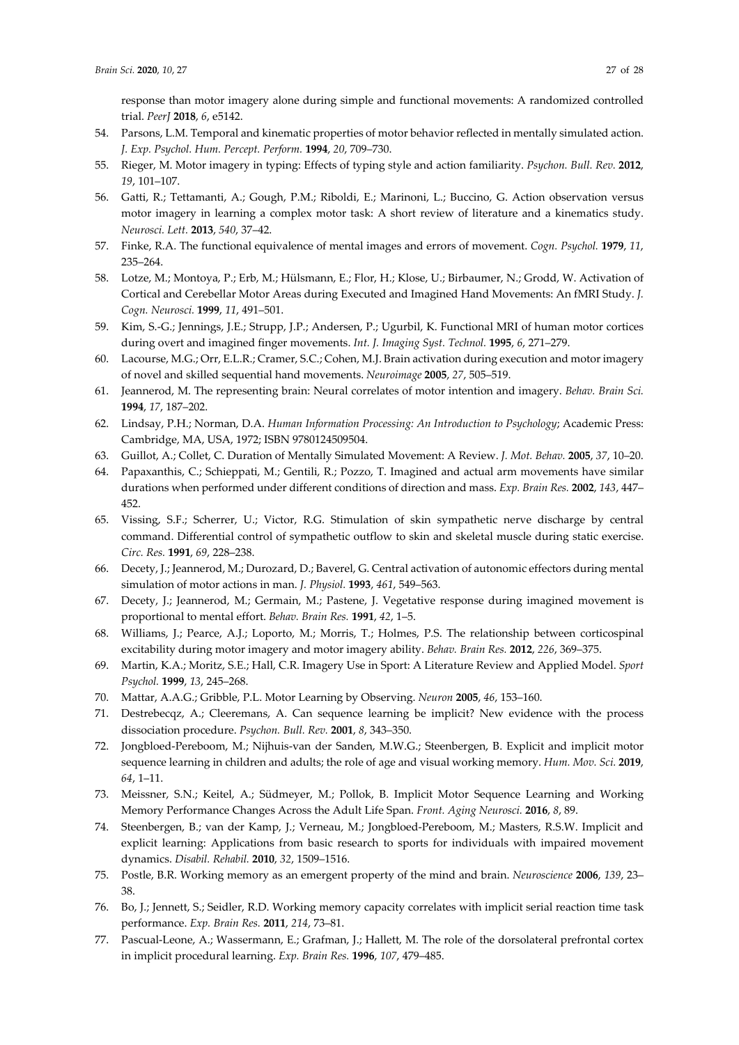response than motor imagery alone during simple and functional movements: A randomized controlled trial. *PeerJ* **2018**, *6*, e5142.

54. Parsons, L.M. Temporal and kinematic properties of motor behavior reflected in mentally simulated action. *J. Exp. Psychol. Hum. Percept. Perform.* **1994**, *20*, 709–730.
55. Rieger, M. Motor imagery in typing: Effects of typing style and action familiarity. *Psychon. Bull. Rev.* **2012**, *19*, 101–107.
56. Gatti, R.; Tettamanti, A.; Gough, P.M.; Riboldi, E.; Marinoni, L.; Buccino, G. Action observation versus motor imagery in learning a complex motor task: A short review of literature and a kinematics study. *Neurosci. Lett.* **2013**, *540*, 37–42.
57. Finke, R.A. The functional equivalence of mental images and errors of movement. *Cogn. Psychol.* **1979**, *11*, 235–264.
58. Lotze, M.; Montoya, P.; Erb, M.; Hülsmann, E.; Flor, H.; Klose, U.; Birbaumer, N.; Grodd, W. Activation of Cortical and Cerebellar Motor Areas during Executed and Imagined Hand Movements: An fMRI Study. *J. Cogn. Neurosci.* **1999**, *11*, 491–501.
59. Kim, S.-G.; Jennings, J.E.; Strupp, J.P.; Andersen, P.; Ugurbil, K. Functional MRI of human motor cortices during overt and imagined finger movements. *Int. J. Imaging Syst. Technol.* **1995**, *6*, 271–279.
60. Lacourse, M.G.; Orr, E.L.R.; Cramer, S.C.; Cohen, M.J. Brain activation during execution and motor imagery of novel and skilled sequential hand movements. *Neuroimage* **2005**, *27*, 505–519.
61. Jeannerod, M. The representing brain: Neural correlates of motor intention and imagery. *Behav. Brain Sci.* **1994**, *17*, 187–202.
62. Lindsay, P.H.; Norman, D.A. *Human Information Processing: An Introduction to Psychology*; Academic Press: Cambridge, MA, USA, 1972; ISBN 9780124509504.
63. Guillot, A.; Collet, C. Duration of Mentally Simulated Movement: A Review. *J. Mot. Behav.* **2005**, *37*, 10–20.
64. Papaxanthis, C.; Schieppati, M.; Gentili, R.; Pozzo, T. Imagined and actual arm movements have similar durations when performed under different conditions of direction and mass. *Exp. Brain Res.* **2002**, *143*, 447–452.
65. Vissing, S.F.; Scherrer, U.; Victor, R.G. Stimulation of skin sympathetic nerve discharge by central command. Differential control of sympathetic outflow to skin and skeletal muscle during static exercise. *Circ. Res.* **1991**, *69*, 228–238.
66. Decety, J.; Jeannerod, M.; Durozard, D.; Baverel, G. Central activation of autonomic effectors during mental simulation of motor actions in man. *J. Physiol.* **1993**, *461*, 549–563.
67. Decety, J.; Jeannerod, M.; Germain, M.; Pastene, J. Vegetative response during imagined movement is proportional to mental effort. *Behav. Brain Res.* **1991**, *42*, 1–5.
68. Williams, J.; Pearce, A.J.; Loporto, M.; Morris, T.; Holmes, P.S. The relationship between corticospinal excitability during motor imagery and motor imagery ability. *Behav. Brain Res.* **2012**, *226*, 369–375.
69. Martin, K.A.; Moritz, S.E.; Hall, C.R. Imagery Use in Sport: A Literature Review and Applied Model. *Sport Psychol.* **1999**, *13*, 245–268.
70. Mattar, A.A.G.; Gribble, P.L. Motor Learning by Observing. *Neuron* **2005**, *46*, 153–160.
71. Destrebecqz, A.; Cleeremans, A. Can sequence learning be implicit? New evidence with the process dissociation procedure. *Psychon. Bull. Rev.* **2001**, *8*, 343–350.
72. Jongbloed-Pereboom, M.; Nijhuis-van der Sanden, M.W.G.; Steenbergen, B. Explicit and implicit motor sequence learning in children and adults; the role of age and visual working memory. *Hum. Mov. Sci.* **2019**, *64*, 1–11.
73. Meissner, S.N.; Keitel, A.; Südmeyer, M.; Pollok, B. Implicit Motor Sequence Learning and Working Memory Performance Changes Across the Adult Life Span. *Front. Aging Neurosci.* **2016**, *8*, 89.
74. Steenbergen, B.; van der Kamp, J.; Verneau, M.; Jongbloed-Pereboom, M.; Masters, R.S.W. Implicit and explicit learning: Applications from basic research to sports for individuals with impaired movement dynamics. *Disabil. Rehabil.* **2010**, *32*, 1509–1516.
75. Postle, B.R. Working memory as an emergent property of the mind and brain. *Neuroscience* **2006**, *139*, 23–38.
76. Bo, J.; Jennett, S.; Seidler, R.D. Working memory capacity correlates with implicit serial reaction time task performance. *Exp. Brain Res.* **2011**, *214*, 73–81.
77. Pascual-Leone, A.; Wassermann, E.; Grafman, J.; Hallett, M. The role of the dorsolateral prefrontal cortex in implicit procedural learning. *Exp. Brain Res.* **1996**, *107*, 479–485.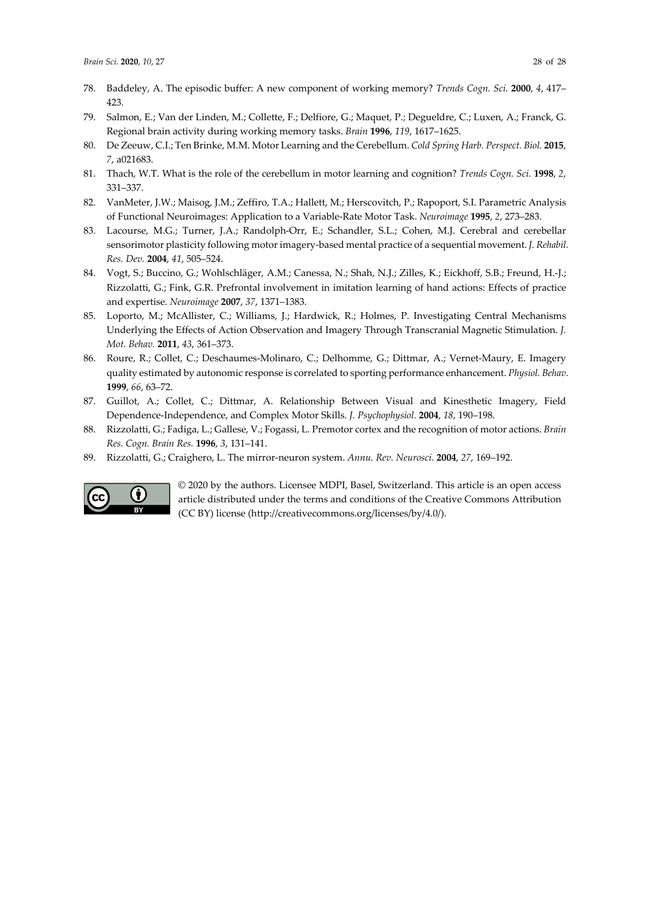78. Baddeley, A. The episodic buffer: A new component of working memory? *Trends Cogn. Sci.* **2000**, *4*, 417–423.
79. Salmon, E.; Van der Linden, M.; Collette, F.; Delfiore, G.; Maquet, P.; Degueldre, C.; Luxen, A.; Franck, G. Regional brain activity during working memory tasks. *Brain* **1996**, *119*, 1617–1625.
80. De Zeeuw, C.I.; Ten Brinke, M.M. Motor Learning and the Cerebellum. *Cold Spring Harb. Perspect. Biol.* **2015**, *7*, a021683.
81. Thach, W.T. What is the role of the cerebellum in motor learning and cognition? *Trends Cogn. Sci.* **1998**, *2*, 331–337.
82. VanMeter, J.W.; Maisog, J.M.; Zeffiro, T.A.; Hallett, M.; Herscovitch, P.; Rapoport, S.I. Parametric Analysis of Functional Neuroimages: Application to a Variable-Rate Motor Task. *Neuroimage* **1995**, *2*, 273–283.
83. Lacourse, M.G.; Turner, J.A.; Randolph-Orr, E.; Schandler, S.L.; Cohen, M.J. Cerebral and cerebellar sensorimotor plasticity following motor imagery-based mental practice of a sequential movement. *J. Rehabil. Res. Dev.* **2004**, *41*, 505–524.
84. Vogt, S.; Buccino, G.; Wohlschläger, A.M.; Canessa, N.; Shah, N.J.; Zilles, K.; Eickhoff, S.B.; Freund, H.-J.; Rizzolatti, G.; Fink, G.R. Prefrontal involvement in imitation learning of hand actions: Effects of practice and expertise. *Neuroimage* **2007**, *37*, 1371–1383.
85. Loporto, M.; McAllister, C.; Williams, J.; Hardwick, R.; Holmes, P. Investigating Central Mechanisms Underlying the Effects of Action Observation and Imagery Through Transcranial Magnetic Stimulation. *J. Mot. Behav.* **2011**, *43*, 361–373.
86. Roure, R.; Collet, C.; Deschaumes-Molinaro, C.; Delhomme, G.; Dittmar, A.; Vernet-Maury, E. Imagery quality estimated by autonomic response is correlated to sporting performance enhancement. *Physiol. Behav.* **1999**, *66*, 63–72.
87. Guillot, A.; Collet, C.; Dittmar, A. Relationship Between Visual and Kinesthetic Imagery, Field Dependence-Independence, and Complex Motor Skills. *J. Psychophysiol.* **2004**, *18*, 190–198.
88. Rizzolatti, G.; Fadiga, L.; Gallese, V.; Fogassi, L. Premotor cortex and the recognition of motor actions. *Brain Res. Cogn. Brain Res.* **1996**, *3*, 131–141.
89. Rizzolatti, G.; Craighero, L. The mirror-neuron system. *Annu. Rev. Neurosci.* **2004**, *27*, 169–192.

© 2020 by the authors. Licensee MDPI, Basel, Switzerland. This article is an open access article distributed under the terms and conditions of the Creative Commons Attribution (CC BY) license (http://creativecommons.org/licenses/by/4.0/).